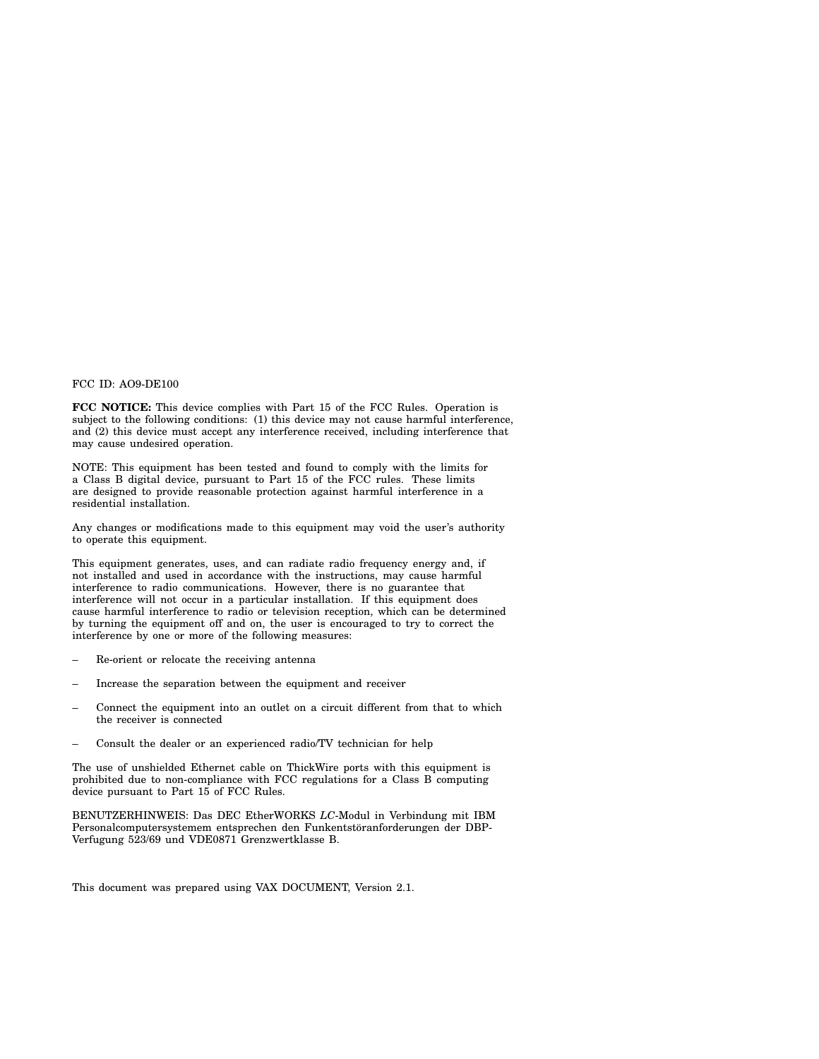FCC ID: AO9-DE100

**FCC NOTICE:** This device complies with Part 15 of the FCC Rules. Operation is subject to the following conditions: (1) this device may not cause harmful interference, and (2) this device must accept any interference received, including interference that may cause undesired operation.

NOTE: This equipment has been tested and found to comply with the limits for a Class B digital device, pursuant to Part 15 of the FCC rules. These limits are designed to provide reasonable protection against harmful interference in a residential installation.

Any changes or modifications made to this equipment may void the user's authority to operate this equipment.

This equipment generates, uses, and can radiate radio frequency energy and, if not installed and used in accordance with the instructions, may cause harmful interference to radio communications. However, there is no guarantee that interference will not occur in a particular installation. If this equipment does cause harmful interference to radio or television reception, which can be determined by turning the equipment off and on, the user is encouraged to try to correct the interference by one or more of the following measures:

- Re-orient or relocate the receiving antenna
- Increase the separation between the equipment and receiver
- Connect the equipment into an outlet on a circuit different from that to which the receiver is connected
- Consult the dealer or an experienced radio/TV technician for help

The use of unshielded Ethernet cable on ThickWire ports with this equipment is prohibited due to non-compliance with FCC regulations for a Class B computing device pursuant to Part 15 of FCC Rules.

BENUTZERHINWEIS: Das DEC EtherWORKS *LC*-Modul in Verbindung mit IBM Personalcomputersystemem entsprechen den Funkentstöranforderungen der DBP-Verfugung 523/69 und VDE0871 Grenzwertklasse B.

This document was prepared using VAX DOCUMENT, Version 2.1.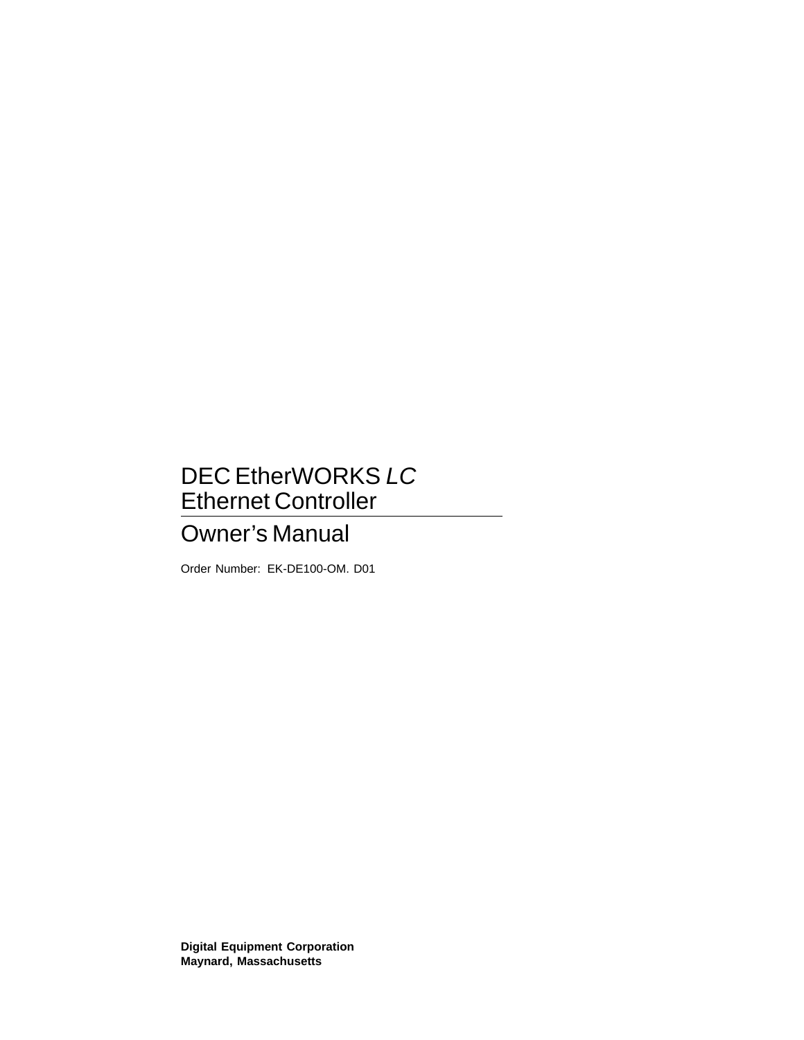# DEC EtherWORKS *LC* Ethernet Controller

## Owner's Manual

Order Number: EK-DE100-OM. D01

**Digital Equipment Corporation**
**Maynard, Massachusetts**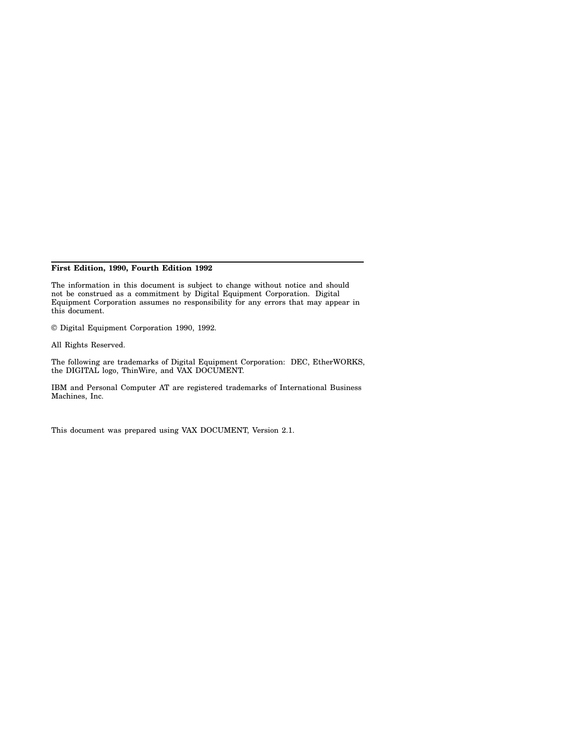**First Edition, 1990, Fourth Edition 1992**

The information in this document is subject to change without notice and should not be construed as a commitment by Digital Equipment Corporation. Digital Equipment Corporation assumes no responsibility for any errors that may appear in this document.

© Digital Equipment Corporation 1990, 1992.

All Rights Reserved.

The following are trademarks of Digital Equipment Corporation: DEC, EtherWORKS, the DIGITAL logo, ThinWire, and VAX DOCUMENT.

IBM and Personal Computer AT are registered trademarks of International Business Machines, Inc.

This document was prepared using VAX DOCUMENT, Version 2.1.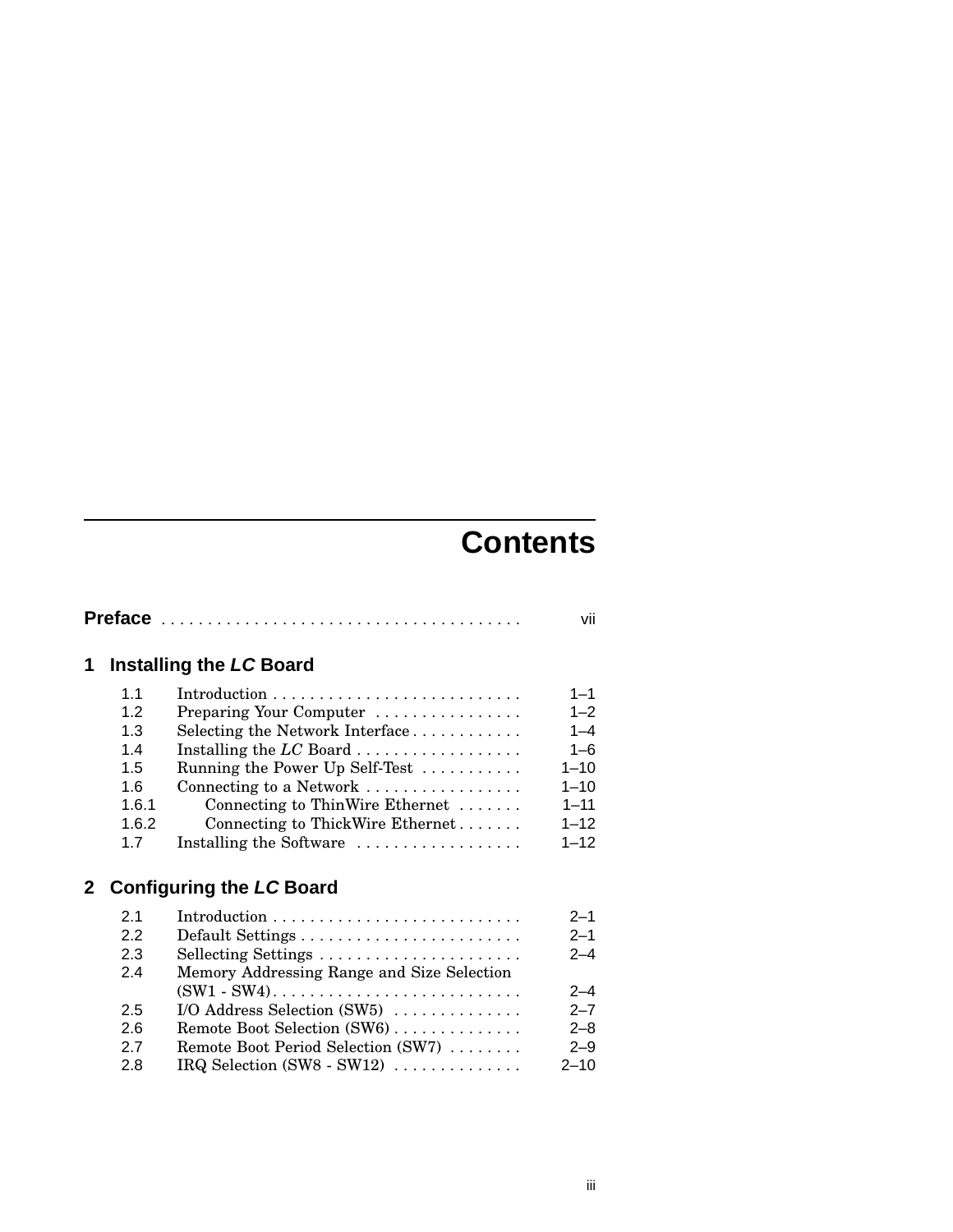# Contents

**Preface** . . . . . . . . . . . . . . . . . . . . . . . . . . . . . . . . . . . . . . vii

## 1 Installing the *LC* Board

| | | |
|---|---|---|
| 1.1 | Introduction . . . . . . . . . . . . . . . . . . . . . . . . . . . | 1–1 |
| 1.2 | Preparing Your Computer . . . . . . . . . . . . . . . . | 1–2 |
| 1.3 | Selecting the Network Interface . . . . . . . . . . . . | 1–4 |
| 1.4 | Installing the *LC* Board . . . . . . . . . . . . . . . . . . | 1–6 |
| 1.5 | Running the Power Up Self-Test . . . . . . . . . . . | 1–10 |
| 1.6 | Connecting to a Network . . . . . . . . . . . . . . . . . | 1–10 |
| 1.6.1 | Connecting to ThinWire Ethernet . . . . . . . | 1–11 |
| 1.6.2 | Connecting to ThickWire Ethernet . . . . . . . | 1–12 |
| 1.7 | Installing the Software . . . . . . . . . . . . . . . . . . | 1–12 |

## 2 Configuring the *LC* Board

| | | |
|---|---|---|
| 2.1 | Introduction . . . . . . . . . . . . . . . . . . . . . . . . . . . | 2–1 |
| 2.2 | Default Settings . . . . . . . . . . . . . . . . . . . . . . . . | 2–1 |
| 2.3 | Sellecting Settings . . . . . . . . . . . . . . . . . . . . . . | 2–4 |
| 2.4 | Memory Addressing Range and Size Selection (SW1 - SW4) . . . . . . . . . . . . . . . . . . . . . . . . . . . | 2–4 |
| 2.5 | I/O Address Selection (SW5) . . . . . . . . . . . . . . | 2–7 |
| 2.6 | Remote Boot Selection (SW6) . . . . . . . . . . . . . . | 2–8 |
| 2.7 | Remote Boot Period Selection (SW7) . . . . . . . . | 2–9 |
| 2.8 | IRQ Selection (SW8 - SW12) . . . . . . . . . . . . . . | 2–10 |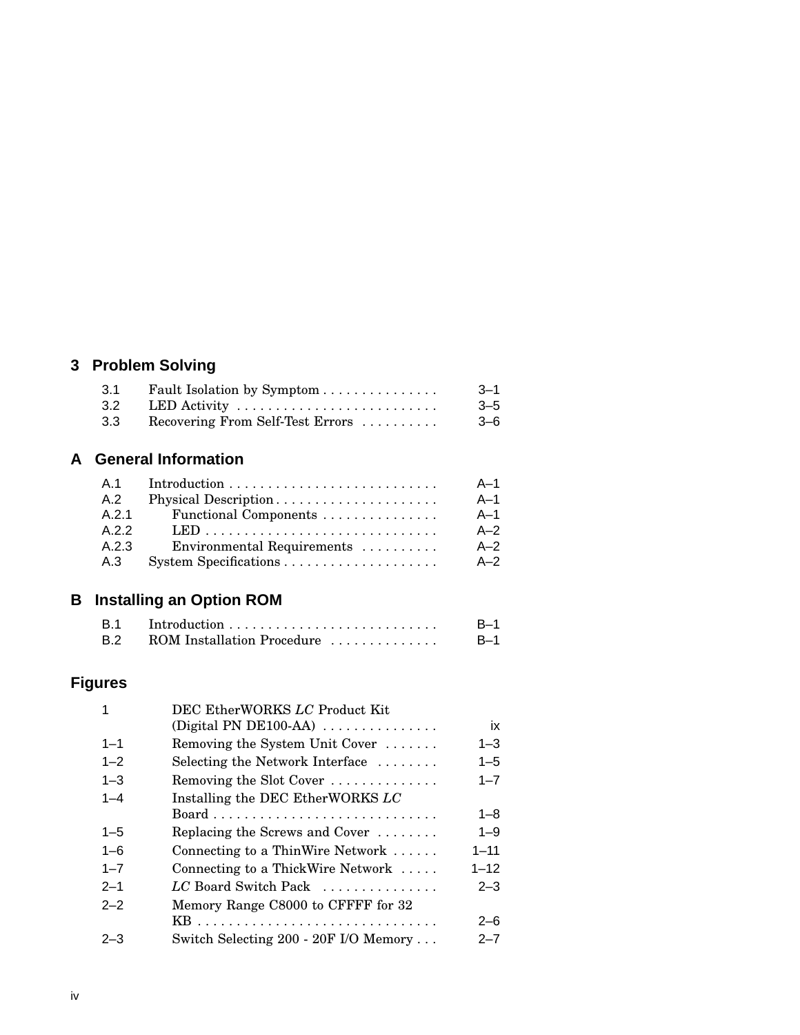## 3 Problem Solving

| | | |
|---|---|---|
| 3.1 | Fault Isolation by Symptom | 3–1 |
| 3.2 | LED Activity | 3–5 |
| 3.3 | Recovering From Self-Test Errors | 3–6 |

## A General Information

| | | |
|---|---|---|
| A.1 | Introduction | A–1 |
| A.2 | Physical Description | A–1 |
| A.2.1 | Functional Components | A–1 |
| A.2.2 | LED | A–2 |
| A.2.3 | Environmental Requirements | A–2 |
| A.3 | System Specifications | A–2 |

## B Installing an Option ROM

| | | |
|---|---|---|
| B.1 | Introduction | B–1 |
| B.2 | ROM Installation Procedure | B–1 |

## Figures

| | | |
|---|---|---|
| 1 | DEC EtherWORKS *LC* Product Kit (Digital PN DE100-AA) | ix |
| 1–1 | Removing the System Unit Cover | 1–3 |
| 1–2 | Selecting the Network Interface | 1–5 |
| 1–3 | Removing the Slot Cover | 1–7 |
| 1–4 | Installing the DEC EtherWORKS *LC* Board | 1–8 |
| 1–5 | Replacing the Screws and Cover | 1–9 |
| 1–6 | Connecting to a ThinWire Network | 1–11 |
| 1–7 | Connecting to a ThickWire Network | 1–12 |
| 2–1 | *LC* Board Switch Pack | 2–3 |
| 2–2 | Memory Range C8000 to CFFFF for 32 KB | 2–6 |
| 2–3 | Switch Selecting 200 - 20F I/O Memory | 2–7 |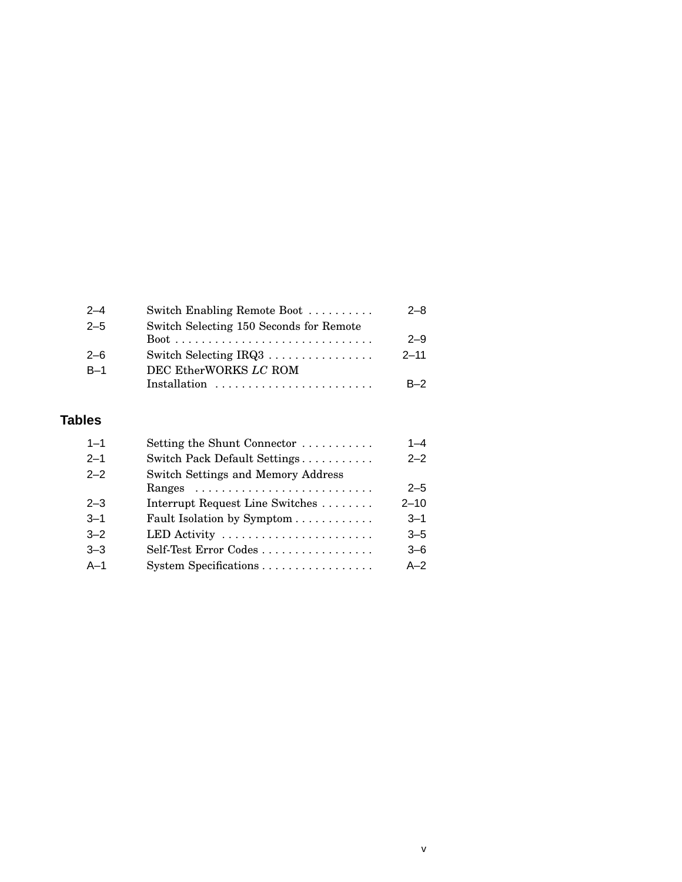| | | |
|---|---|---|
| 2–4 | Switch Enabling Remote Boot | 2–8 |
| 2–5 | Switch Selecting 150 Seconds for Remote Boot | 2–9 |
| 2–6 | Switch Selecting IRQ3 | 2–11 |
| B–1 | DEC EtherWORKS *LC* ROM Installation | B–2 |

## Tables

| | | |
|---|---|---|
| 1–1 | Setting the Shunt Connector | 1–4 |
| 2–1 | Switch Pack Default Settings | 2–2 |
| 2–2 | Switch Settings and Memory Address Ranges | 2–5 |
| 2–3 | Interrupt Request Line Switches | 2–10 |
| 3–1 | Fault Isolation by Symptom | 3–1 |
| 3–2 | LED Activity | 3–5 |
| 3–3 | Self-Test Error Codes | 3–6 |
| A–1 | System Specifications | A–2 |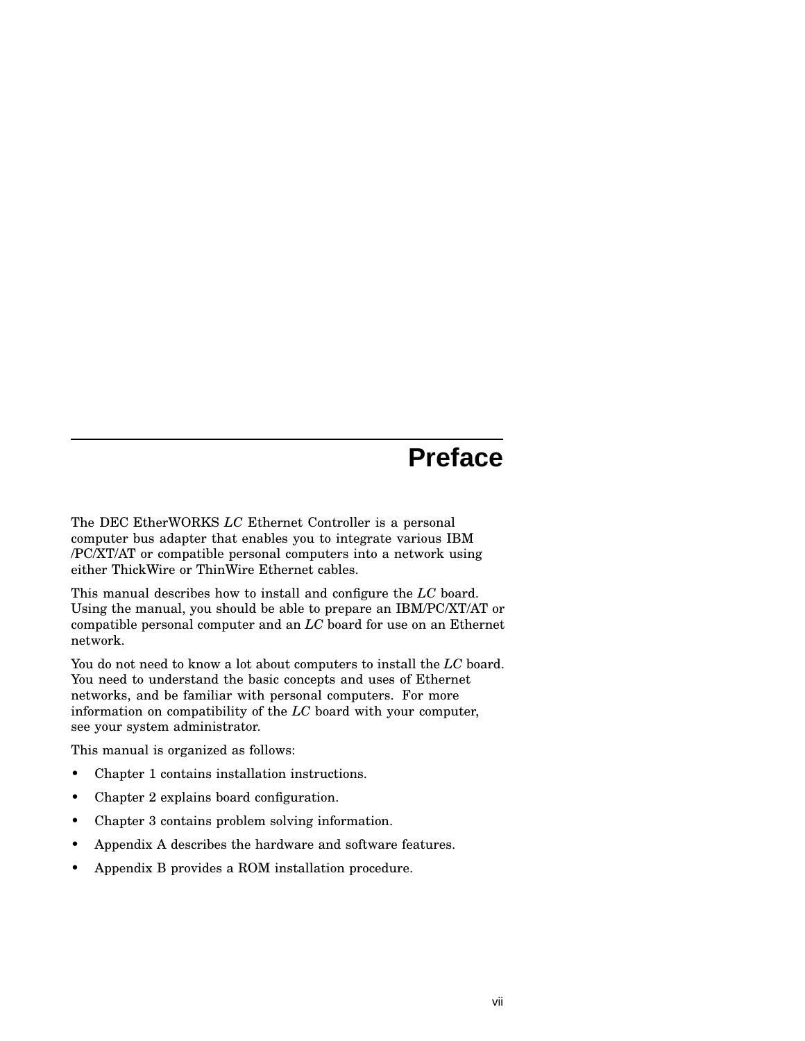# Preface

The DEC EtherWORKS *LC* Ethernet Controller is a personal computer bus adapter that enables you to integrate various IBM /PC/XT/AT or compatible personal computers into a network using either ThickWire or ThinWire Ethernet cables.

This manual describes how to install and configure the *LC* board. Using the manual, you should be able to prepare an IBM/PC/XT/AT or compatible personal computer and an *LC* board for use on an Ethernet network.

You do not need to know a lot about computers to install the *LC* board. You need to understand the basic concepts and uses of Ethernet networks, and be familiar with personal computers. For more information on compatibility of the *LC* board with your computer, see your system administrator.

This manual is organized as follows:

- Chapter 1 contains installation instructions.
- Chapter 2 explains board configuration.
- Chapter 3 contains problem solving information.
- Appendix A describes the hardware and software features.
- Appendix B provides a ROM installation procedure.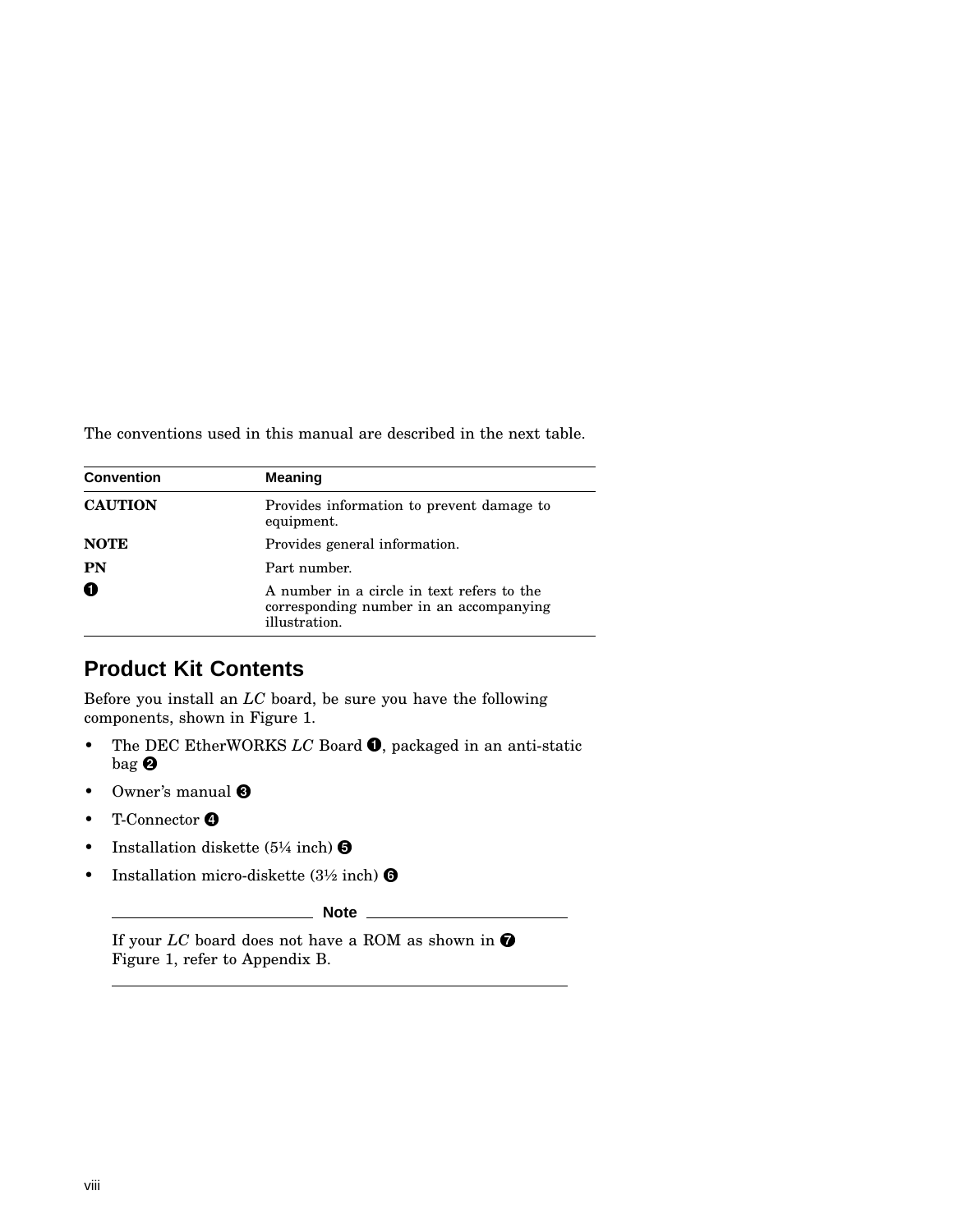The conventions used in this manual are described in the next table.

| Convention | Meaning |
| --- | --- |
| **CAUTION** | Provides information to prevent damage to equipment. |
| **NOTE** | Provides general information. |
| **PN** | Part number. |
| ❶ | A number in a circle in text refers to the corresponding number in an accompanying illustration. |

## Product Kit Contents

Before you install an *LC* board, be sure you have the following components, shown in Figure 1.

- The DEC EtherWORKS *LC* Board ❶, packaged in an anti-static bag ❷
- Owner's manual ❸
- T-Connector ❹
- Installation diskette (5¼ inch) ❺
- Installation micro-diskette (3½ inch) ❻

---

**Note**

If your *LC* board does not have a ROM as shown in ❼ Figure 1, refer to Appendix B.

---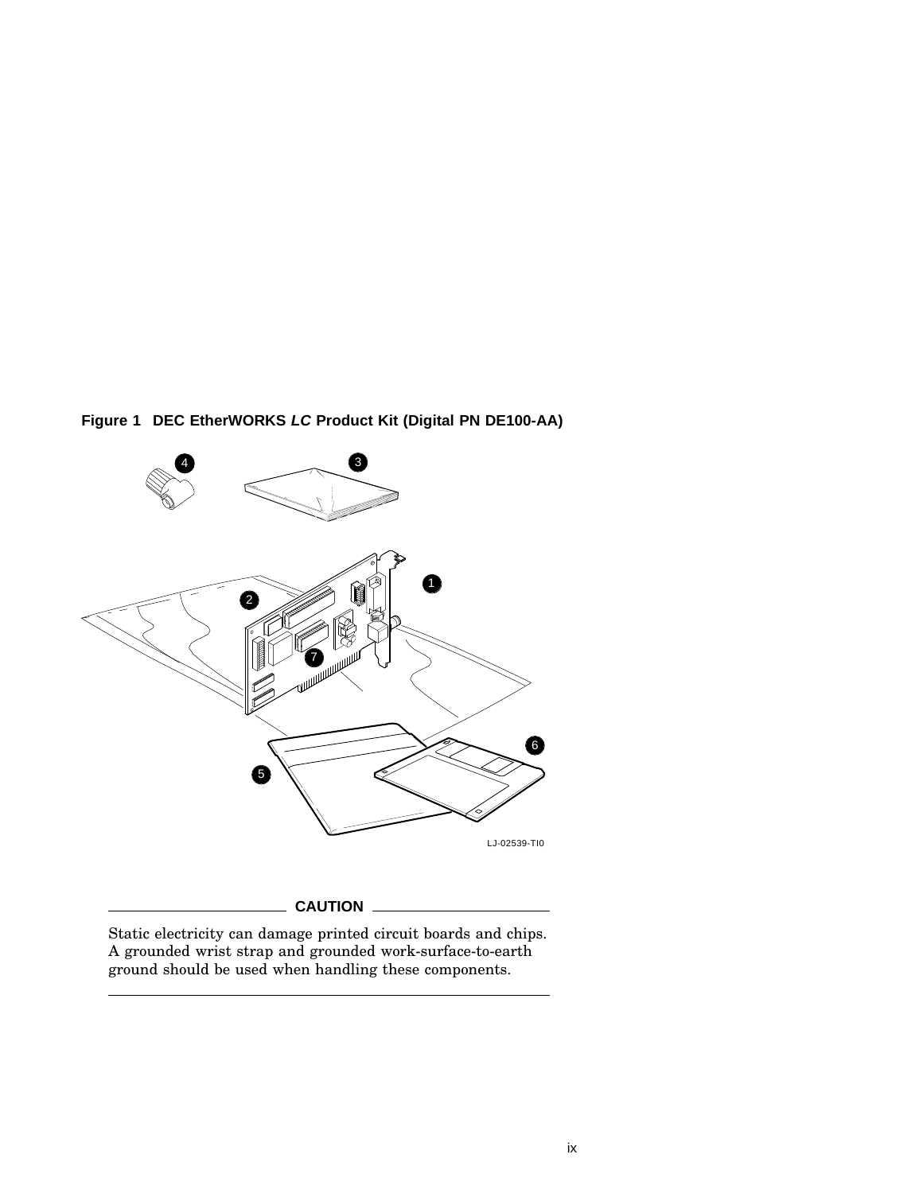**Figure 1 DEC EtherWORKS *LC* Product Kit (Digital PN DE100-AA)**

**CAUTION**

Static electricity can damage printed circuit boards and chips. A grounded wrist strap and grounded work-surface-to-earth ground should be used when handling these components.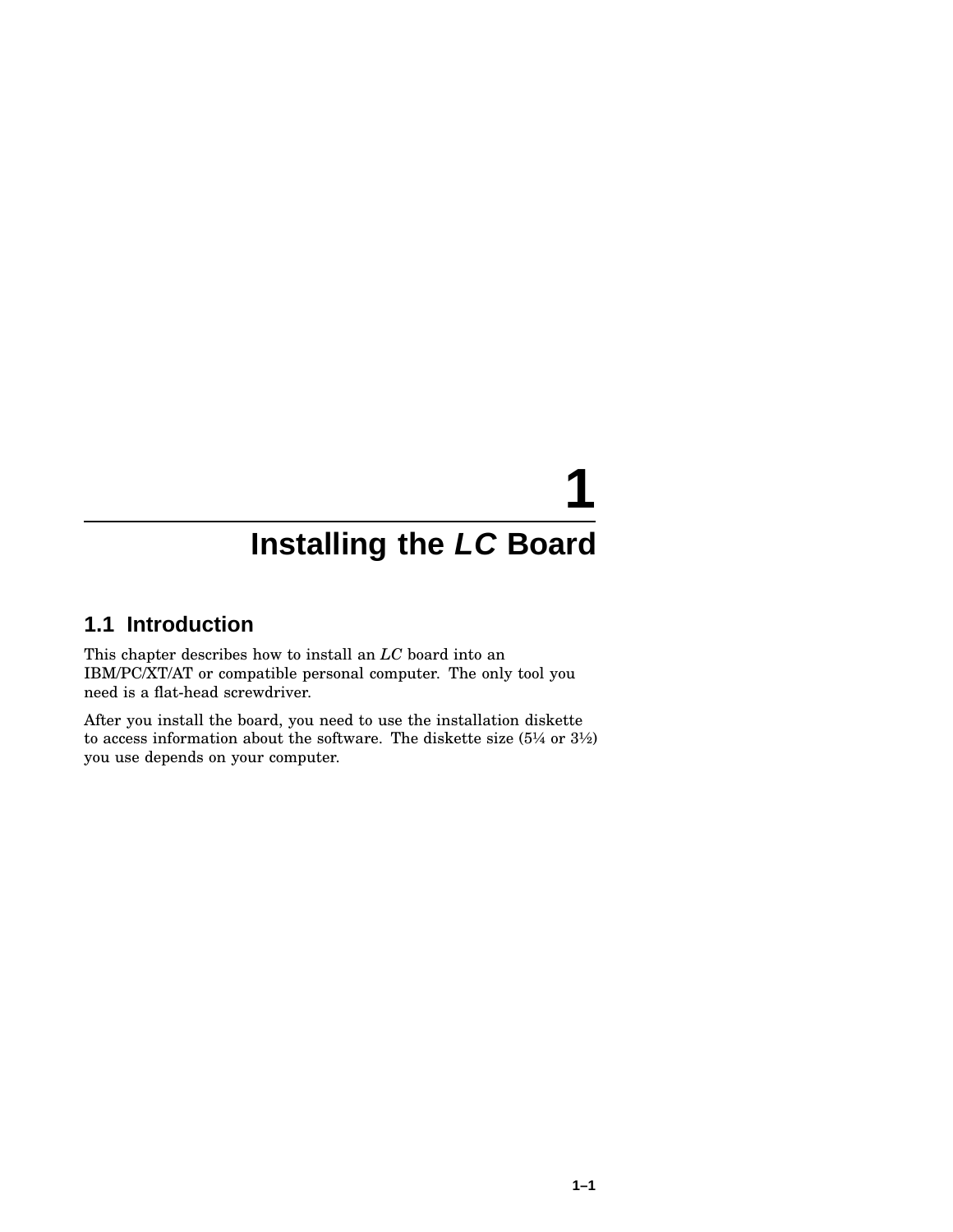# 1 Installing the *LC* Board

## 1.1 Introduction

This chapter describes how to install an *LC* board into an IBM/PC/XT/AT or compatible personal computer. The only tool you need is a flat-head screwdriver.

After you install the board, you need to use the installation diskette to access information about the software. The diskette size (5¼ or 3½) you use depends on your computer.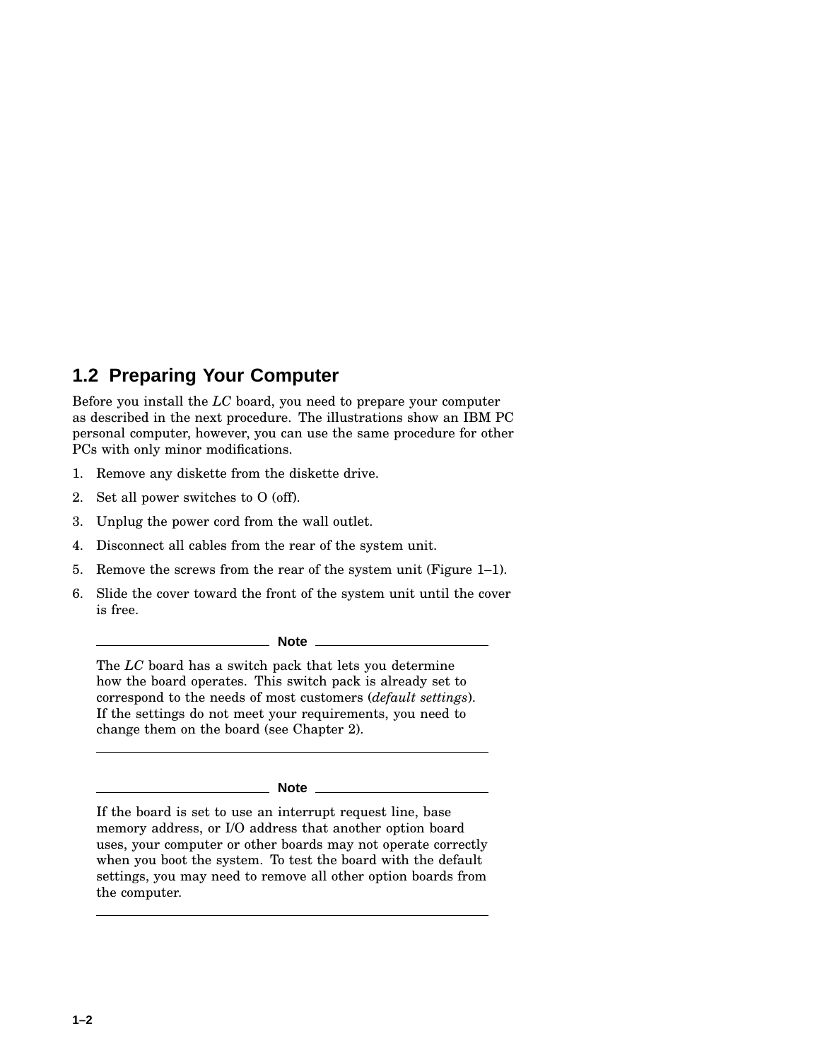## 1.2 Preparing Your Computer

Before you install the *LC* board, you need to prepare your computer as described in the next procedure. The illustrations show an IBM PC personal computer, however, you can use the same procedure for other PCs with only minor modifications.

1. Remove any diskette from the diskette drive.
2. Set all power switches to O (off).
3. Unplug the power cord from the wall outlet.
4. Disconnect all cables from the rear of the system unit.
5. Remove the screws from the rear of the system unit (Figure 1–1).
6. Slide the cover toward the front of the system unit until the cover is free.

---

**Note**

The *LC* board has a switch pack that lets you determine how the board operates. This switch pack is already set to correspond to the needs of most customers (*default settings*). If the settings do not meet your requirements, you need to change them on the board (see Chapter 2).

---

**Note**

If the board is set to use an interrupt request line, base memory address, or I/O address that another option board uses, your computer or other boards may not operate correctly when you boot the system. To test the board with the default settings, you may need to remove all other option boards from the computer.

---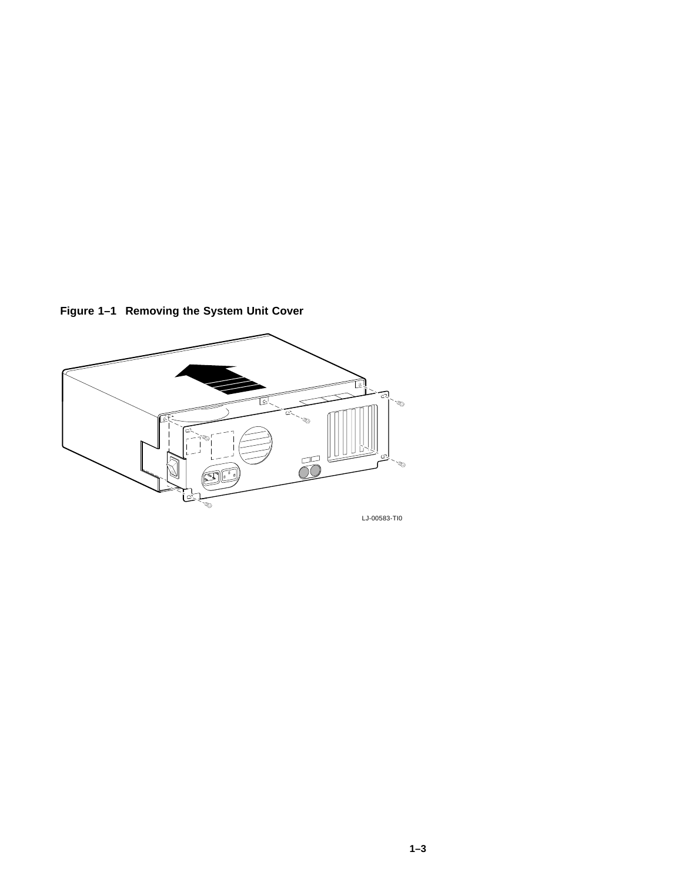**Figure 1–1 Removing the System Unit Cover**

LJ-00583-TI0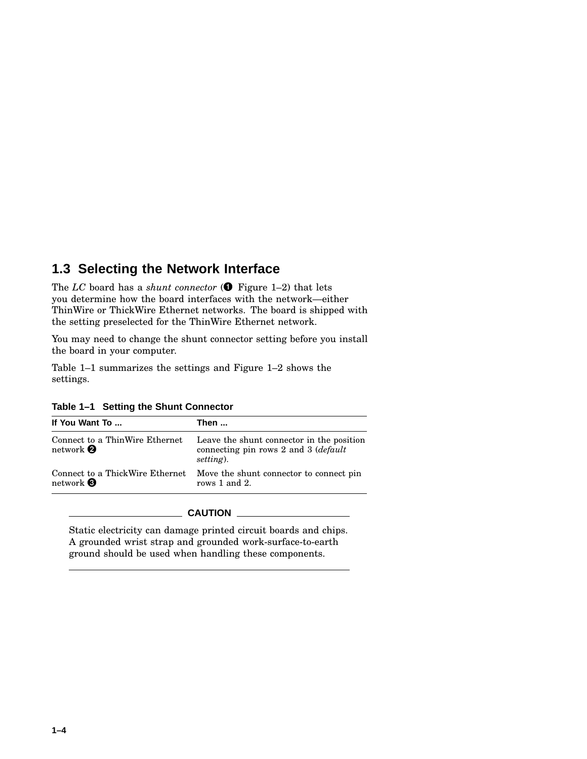## 1.3 Selecting the Network Interface

The *LC* board has a *shunt connector* (❶ Figure 1–2) that lets you determine how the board interfaces with the network—either ThinWire or ThickWire Ethernet networks. The board is shipped with the setting preselected for the ThinWire Ethernet network.

You may need to change the shunt connector setting before you install the board in your computer.

Table 1–1 summarizes the settings and Figure 1–2 shows the settings.

**Table 1–1 Setting the Shunt Connector**

| If You Want To ... | Then ... |
|---|---|
| Connect to a ThinWire Ethernet network ❷ | Leave the shunt connector in the position connecting pin rows 2 and 3 (*default setting*). |
| Connect to a ThickWire Ethernet network ❸ | Move the shunt connector to connect pin rows 1 and 2. |

**CAUTION**

Static electricity can damage printed circuit boards and chips. A grounded wrist strap and grounded work-surface-to-earth ground should be used when handling these components.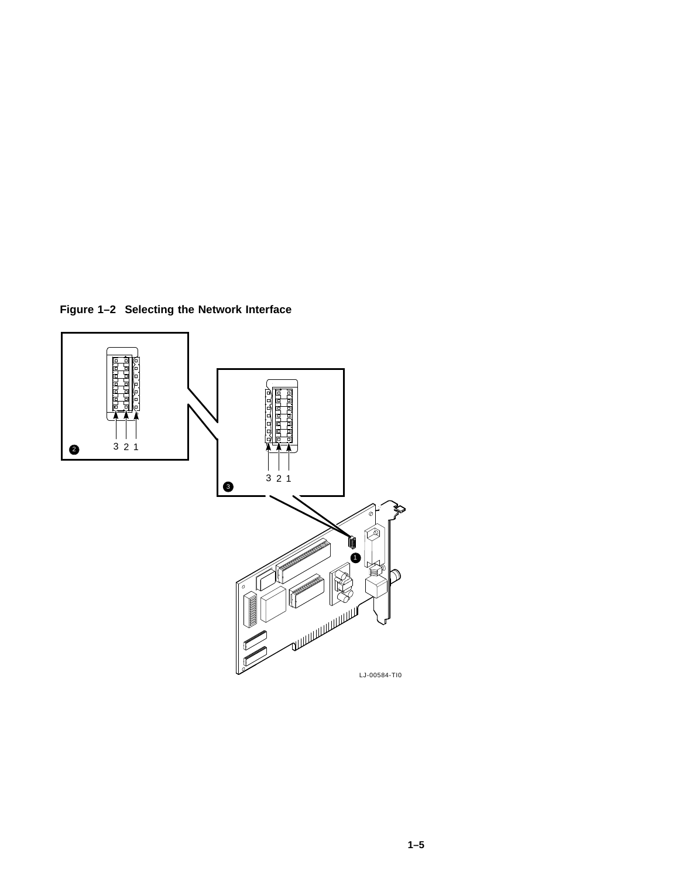**Figure 1–2 Selecting the Network Interface**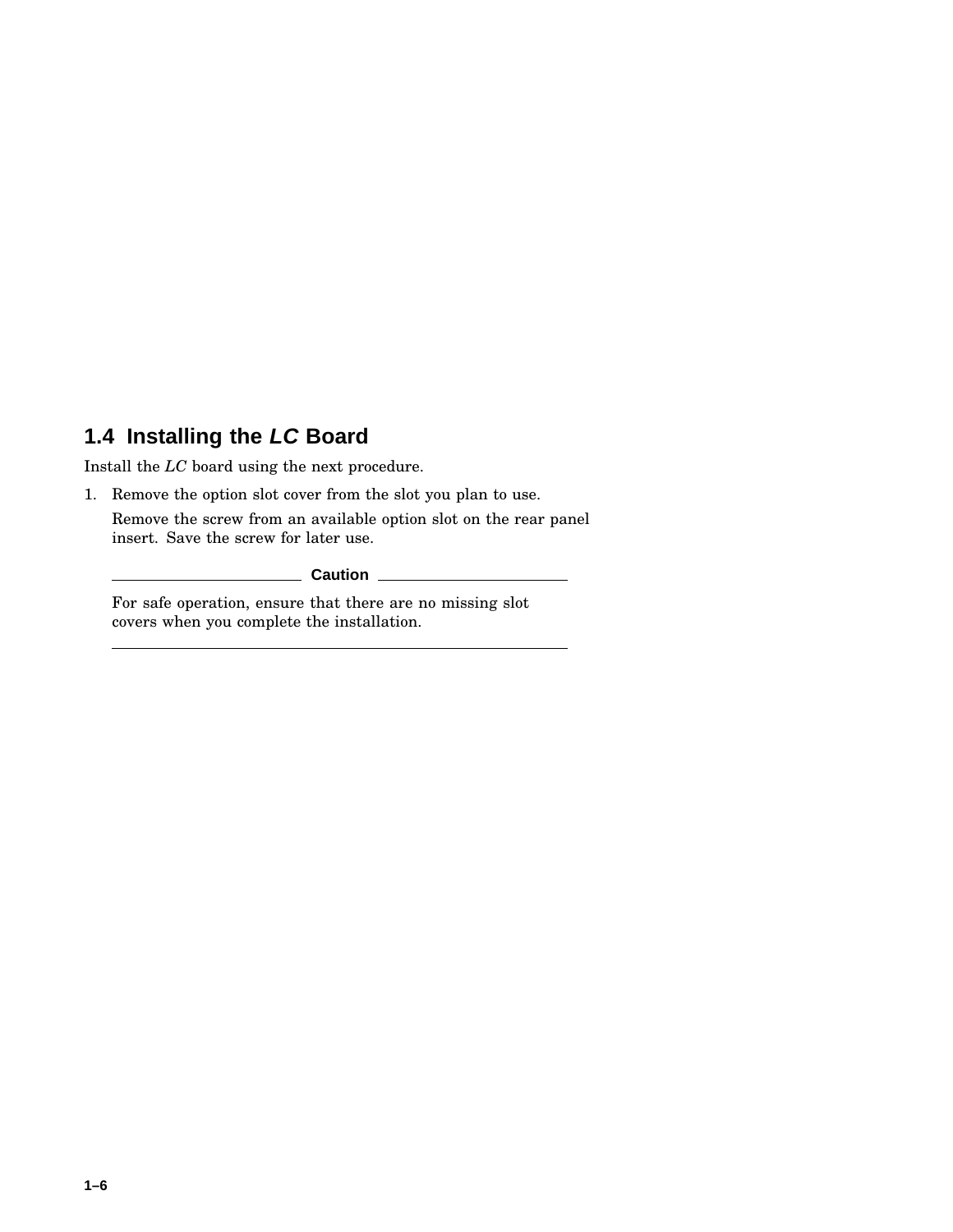## 1.4 Installing the *LC* Board

Install the *LC* board using the next procedure.

1. Remove the option slot cover from the slot you plan to use.

   Remove the screw from an available option slot on the rear panel insert. Save the screw for later use.

   **Caution**

   For safe operation, ensure that there are no missing slot covers when you complete the installation.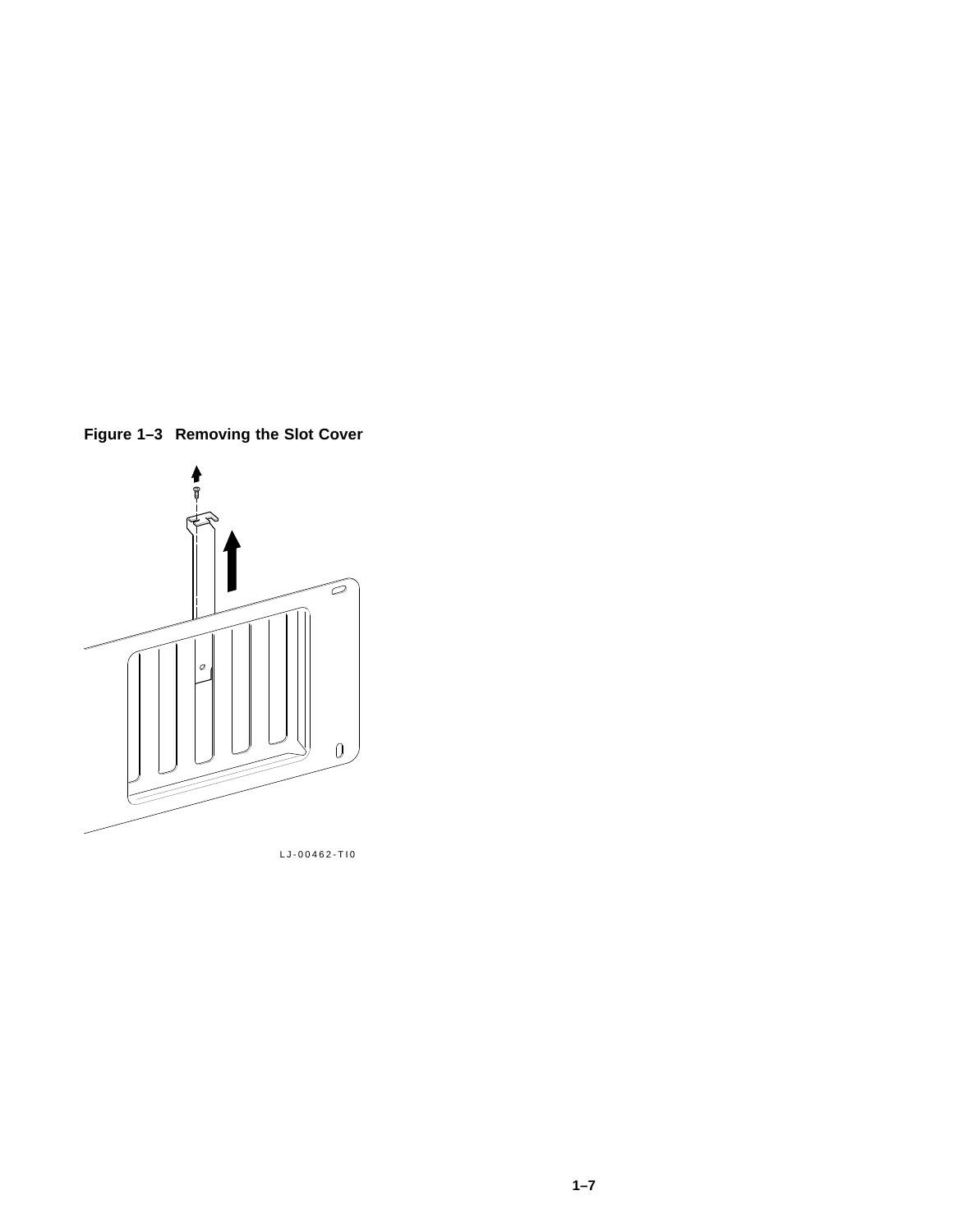**Figure 1–3 Removing the Slot Cover**

LJ-00462-TI0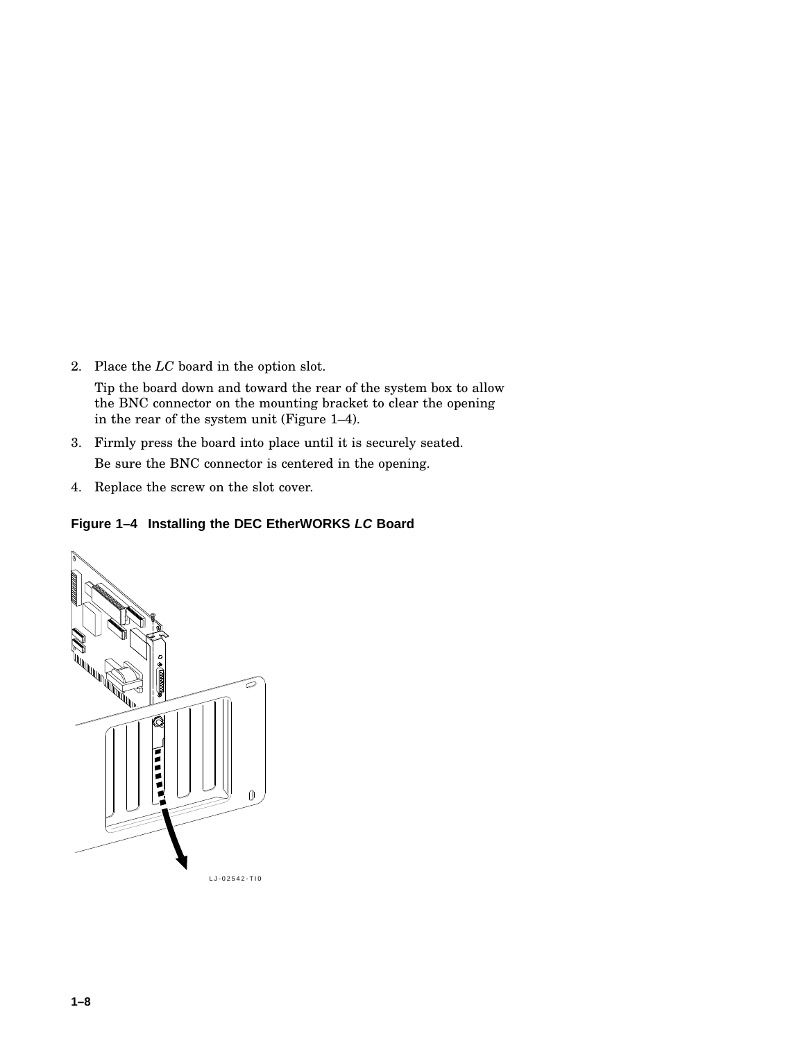2. Place the *LC* board in the option slot.

   Tip the board down and toward the rear of the system box to allow the BNC connector on the mounting bracket to clear the opening in the rear of the system unit (Figure 1–4).

3. Firmly press the board into place until it is securely seated.

   Be sure the BNC connector is centered in the opening.

4. Replace the screw on the slot cover.

**Figure 1–4 Installing the DEC EtherWORKS *LC* Board**

LJ-02542-TI0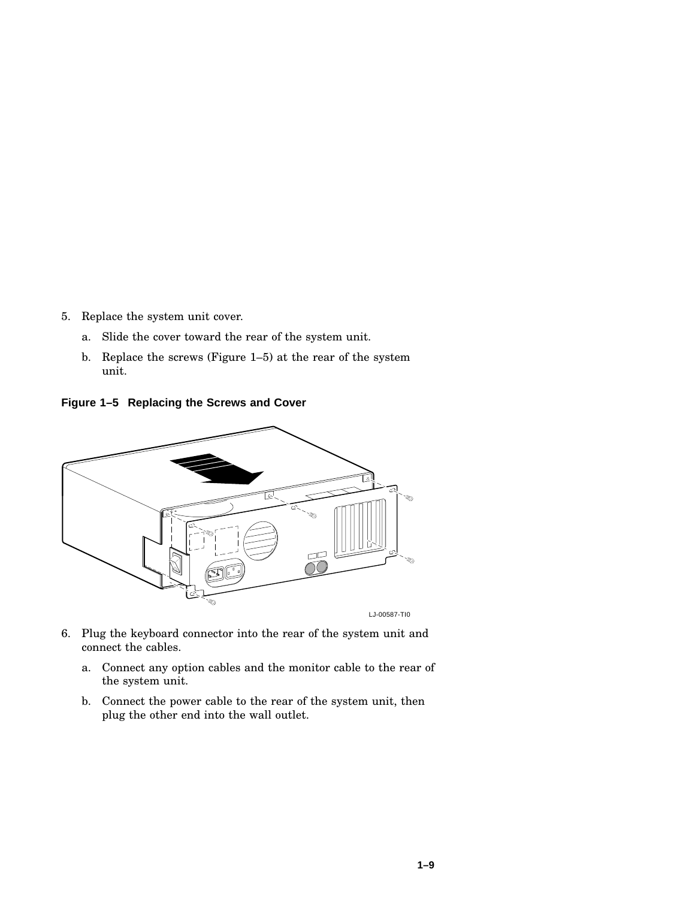5. Replace the system unit cover.

   a. Slide the cover toward the rear of the system unit.

   b. Replace the screws (Figure 1–5) at the rear of the system unit.

**Figure 1–5 Replacing the Screws and Cover**

LJ-00587-TI0

6. Plug the keyboard connector into the rear of the system unit and connect the cables.

   a. Connect any option cables and the monitor cable to the rear of the system unit.

   b. Connect the power cable to the rear of the system unit, then plug the other end into the wall outlet.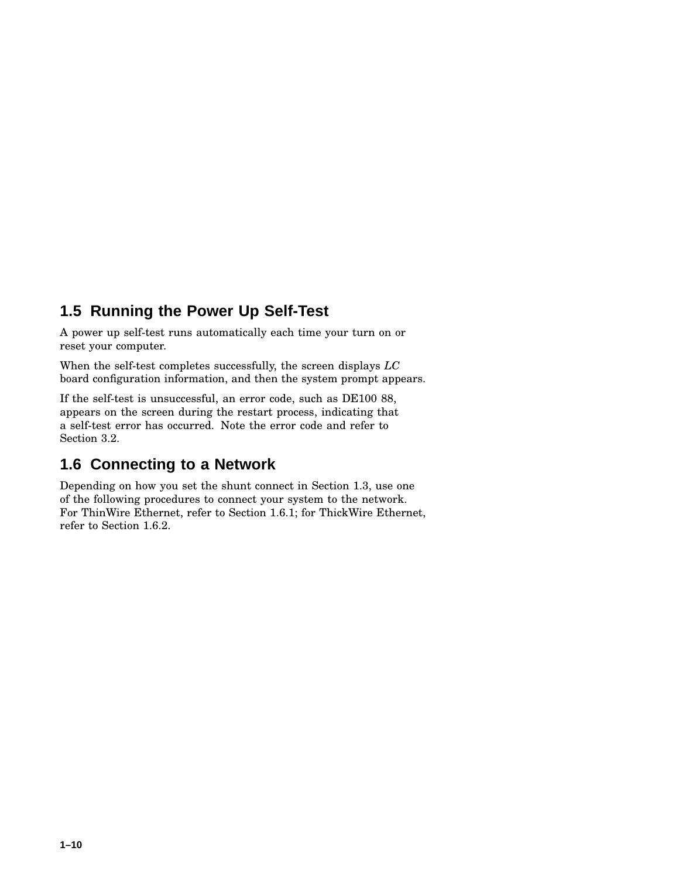## 1.5 Running the Power Up Self-Test

A power up self-test runs automatically each time your turn on or reset your computer.

When the self-test completes successfully, the screen displays *LC* board configuration information, and then the system prompt appears.

If the self-test is unsuccessful, an error code, such as DE100 88, appears on the screen during the restart process, indicating that a self-test error has occurred. Note the error code and refer to Section 3.2.

## 1.6 Connecting to a Network

Depending on how you set the shunt connect in Section 1.3, use one of the following procedures to connect your system to the network. For ThinWire Ethernet, refer to Section 1.6.1; for ThickWire Ethernet, refer to Section 1.6.2.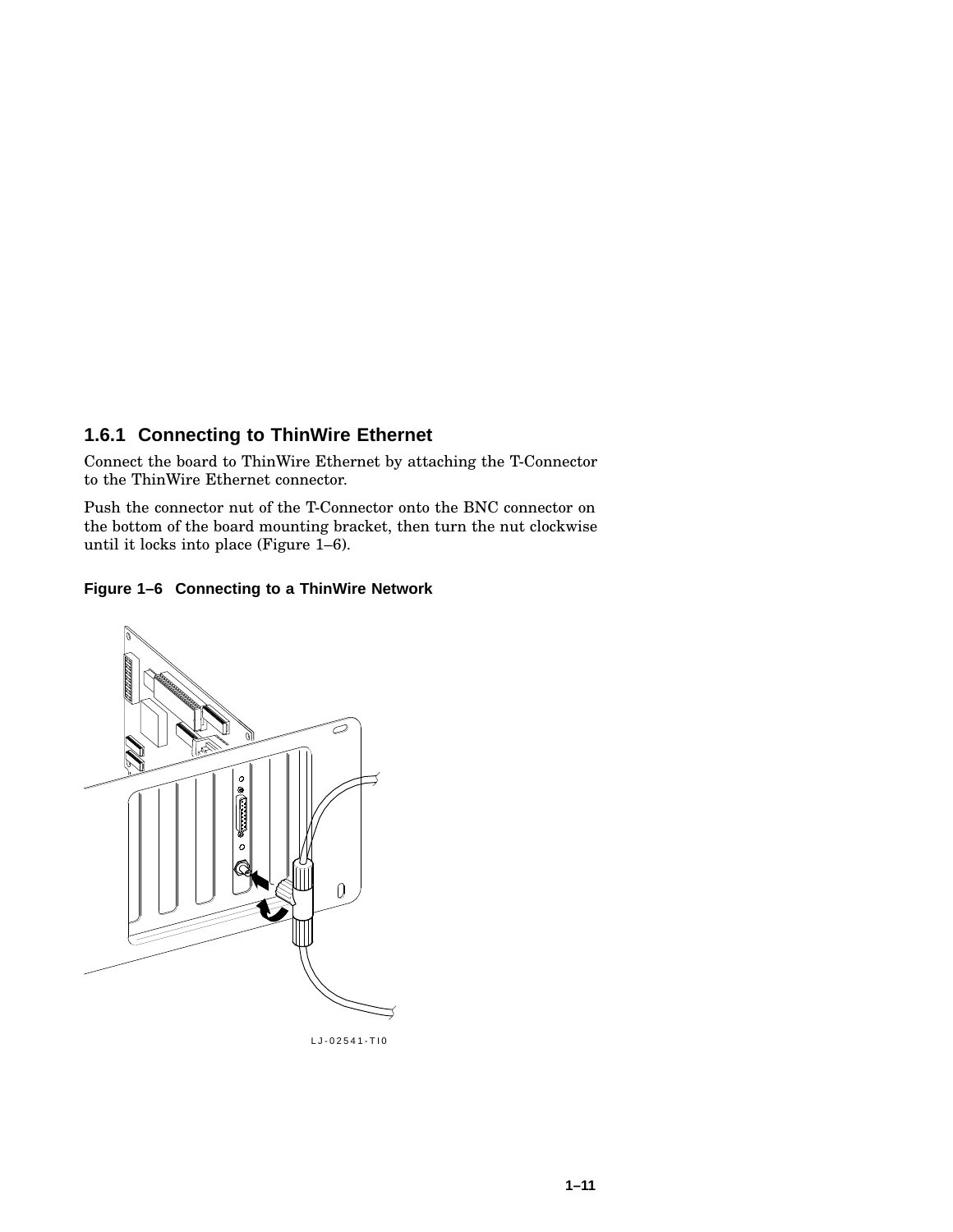### 1.6.1 Connecting to ThinWire Ethernet

Connect the board to ThinWire Ethernet by attaching the T-Connector to the ThinWire Ethernet connector.

Push the connector nut of the T-Connector onto the BNC connector on the bottom of the board mounting bracket, then turn the nut clockwise until it locks into place (Figure 1–6).

**Figure 1–6 Connecting to a ThinWire Network**

LJ-02541-TI0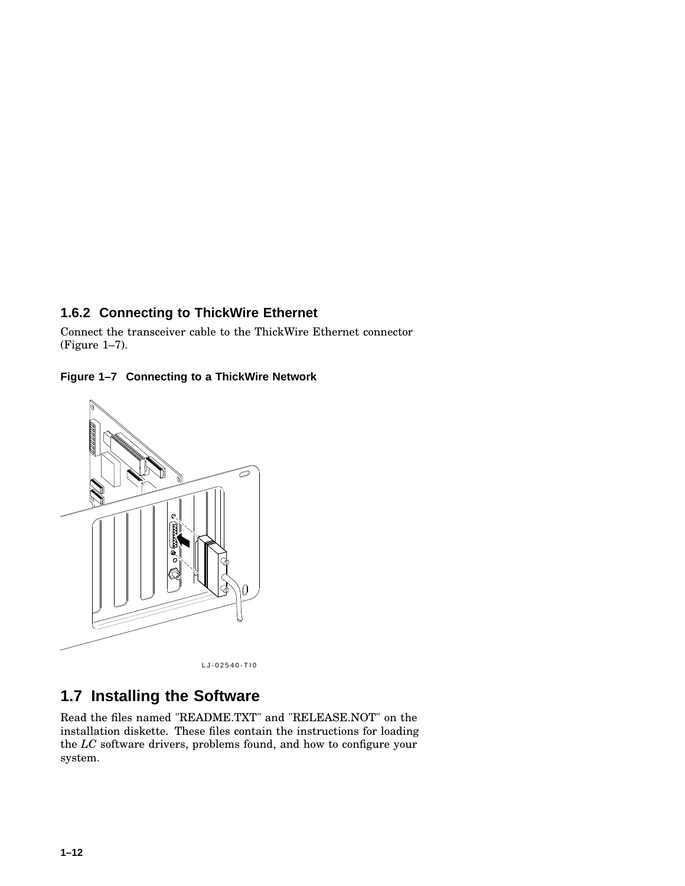### 1.6.2 Connecting to ThickWire Ethernet

Connect the transceiver cable to the ThickWire Ethernet connector (Figure 1–7).

**Figure 1–7 Connecting to a ThickWire Network**

LJ-02540-TI0

## 1.7 Installing the Software

Read the files named "README.TXT" and "RELEASE.NOT" on the installation diskette. These files contain the instructions for loading the *LC* software drivers, problems found, and how to configure your system.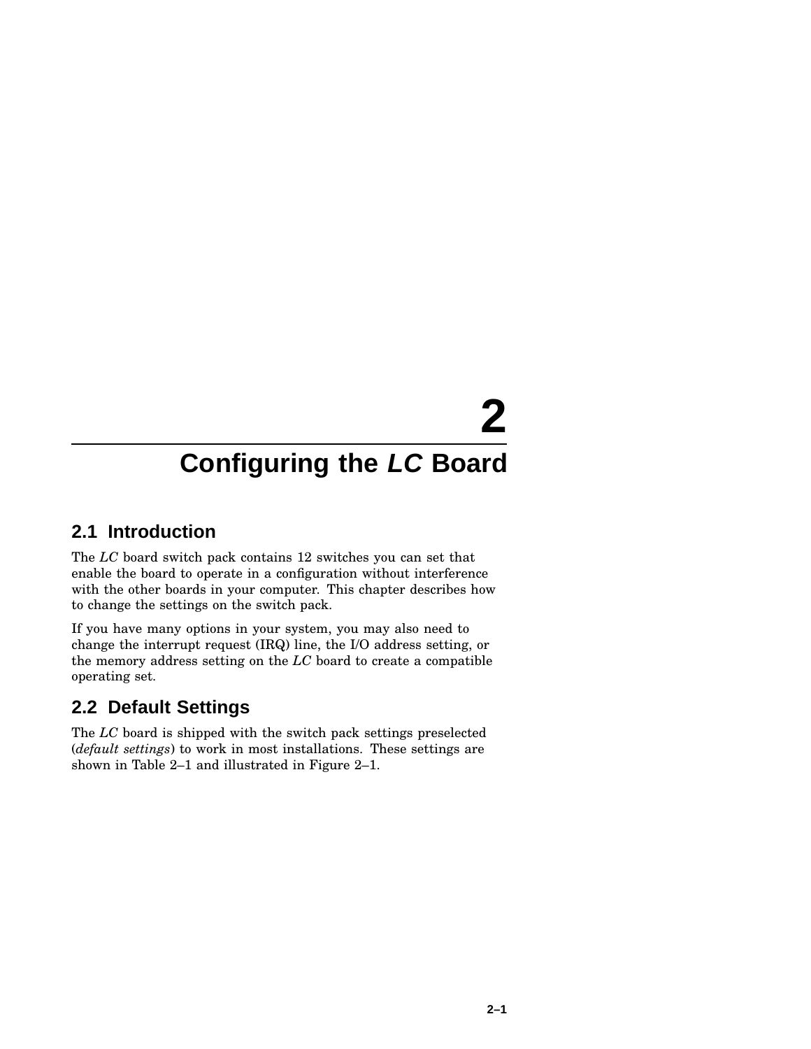# 2 Configuring the *LC* Board

## 2.1 Introduction

The *LC* board switch pack contains 12 switches you can set that enable the board to operate in a configuration without interference with the other boards in your computer. This chapter describes how to change the settings on the switch pack.

If you have many options in your system, you may also need to change the interrupt request (IRQ) line, the I/O address setting, or the memory address setting on the *LC* board to create a compatible operating set.

## 2.2 Default Settings

The *LC* board is shipped with the switch pack settings preselected (*default settings*) to work in most installations. These settings are shown in Table 2–1 and illustrated in Figure 2–1.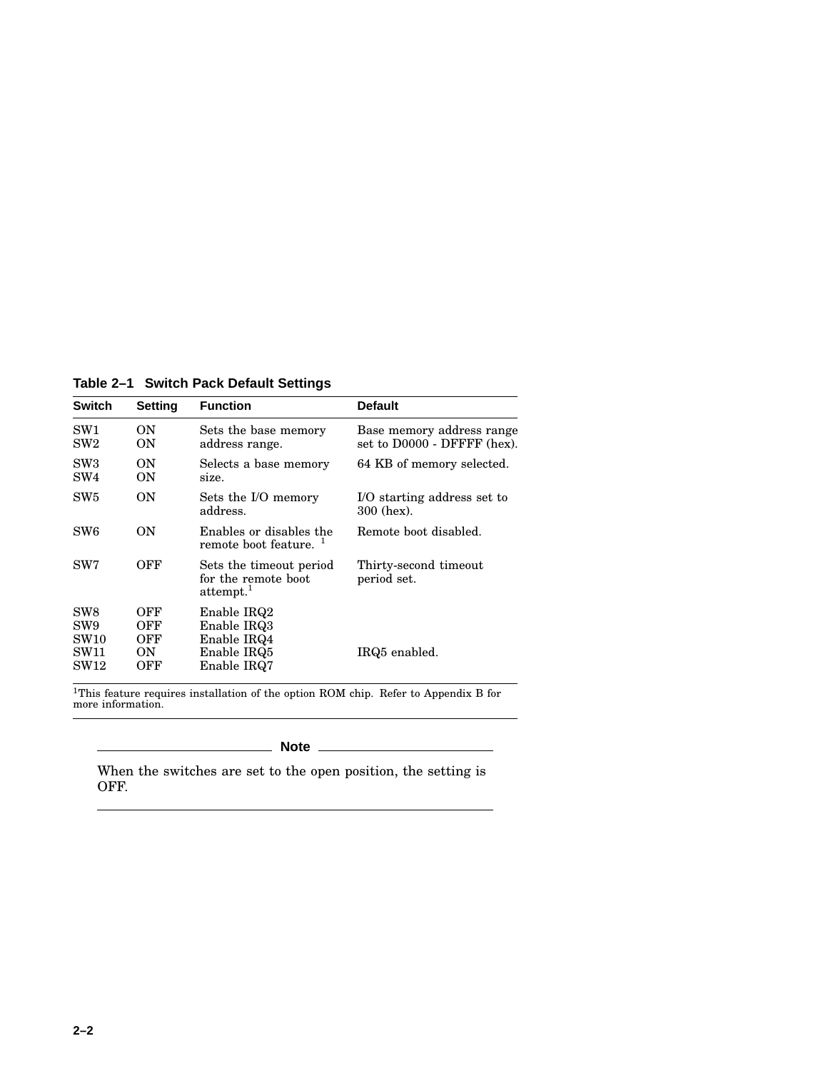**Table 2–1 Switch Pack Default Settings**

| Switch | Setting | Function | Default |
|---|---|---|---|
| SW1<br>SW2 | ON<br>ON | Sets the base memory address range. | Base memory address range set to D0000 - DFFFF (hex). |
| SW3<br>SW4 | ON<br>ON | Selects a base memory size. | 64 KB of memory selected. |
| SW5 | ON | Sets the I/O memory address. | I/O starting address set to 300 (hex). |
| SW6 | ON | Enables or disables the remote boot feature. [1] | Remote boot disabled. |
| SW7 | OFF | Sets the timeout period for the remote boot attempt.[1] | Thirty-second timeout period set. |
| SW8 | OFF | Enable IRQ2 | |
| SW9 | OFF | Enable IRQ3 | |
| SW10 | OFF | Enable IRQ4 | |
| SW11 | ON | Enable IRQ5 | IRQ5 enabled. |
| SW12 | OFF | Enable IRQ7 | |

[1]This feature requires installation of the option ROM chip. Refer to Appendix B for more information.

---

**Note**

When the switches are set to the open position, the setting is OFF.

---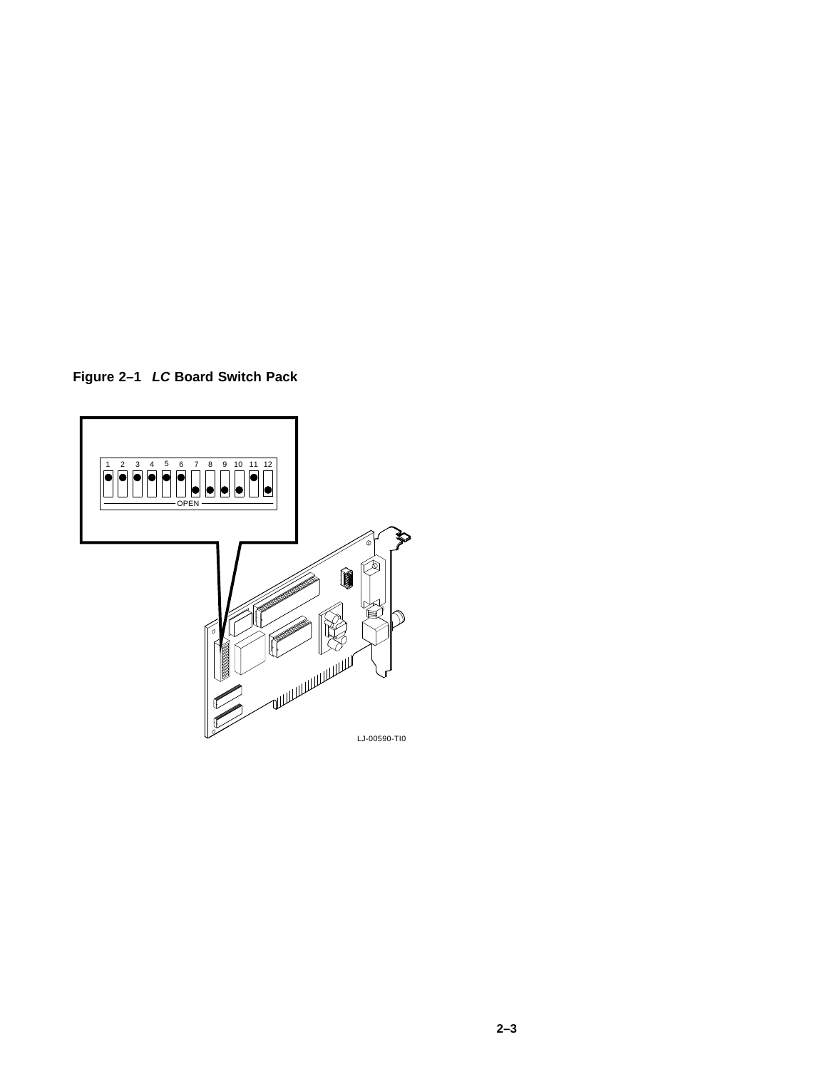**Figure 2–1 *LC* Board Switch Pack**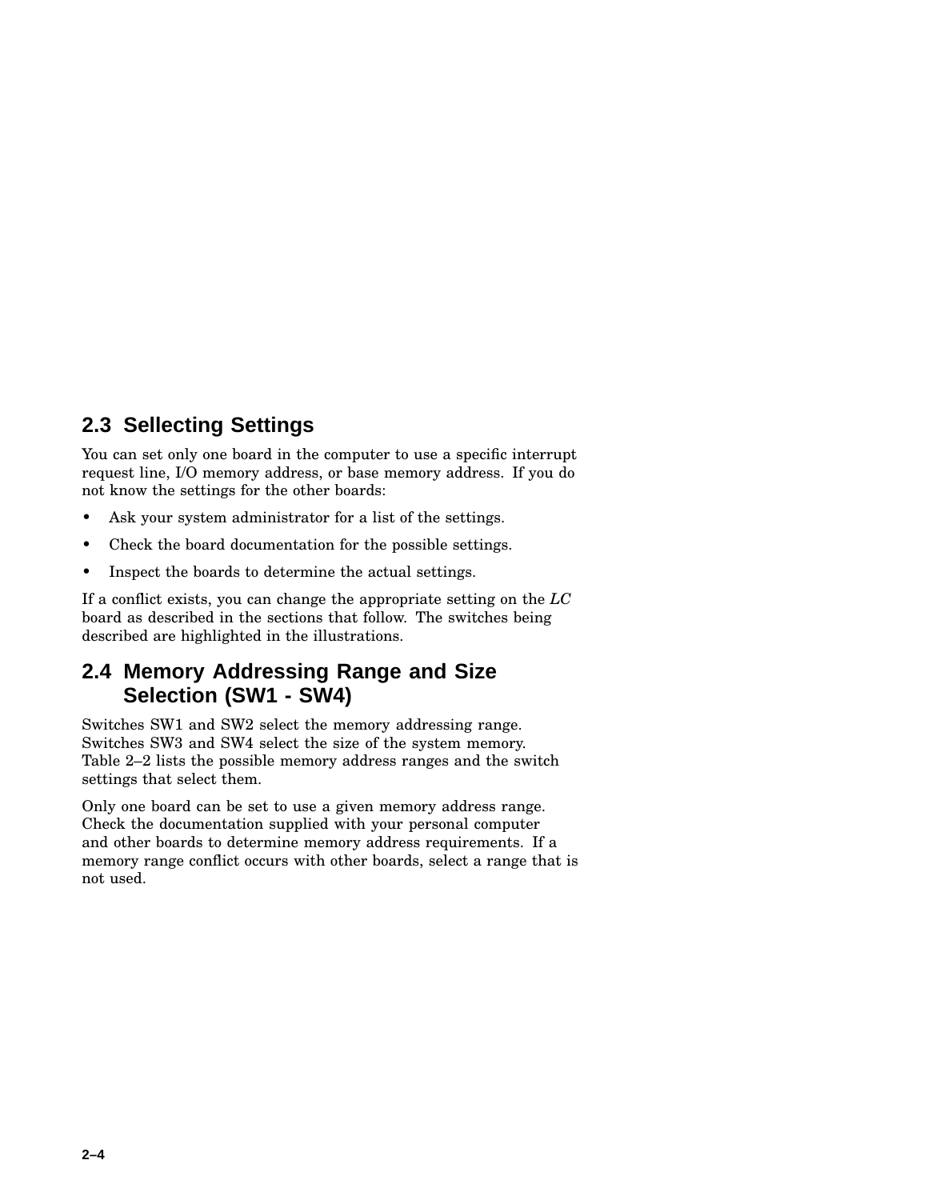## 2.3 Sellecting Settings

You can set only one board in the computer to use a specific interrupt request line, I/O memory address, or base memory address. If you do not know the settings for the other boards:

- Ask your system administrator for a list of the settings.
- Check the board documentation for the possible settings.
- Inspect the boards to determine the actual settings.

If a conflict exists, you can change the appropriate setting on the *LC* board as described in the sections that follow. The switches being described are highlighted in the illustrations.

## 2.4 Memory Addressing Range and Size Selection (SW1 - SW4)

Switches SW1 and SW2 select the memory addressing range. Switches SW3 and SW4 select the size of the system memory. Table 2–2 lists the possible memory address ranges and the switch settings that select them.

Only one board can be set to use a given memory address range. Check the documentation supplied with your personal computer and other boards to determine memory address requirements. If a memory range conflict occurs with other boards, select a range that is not used.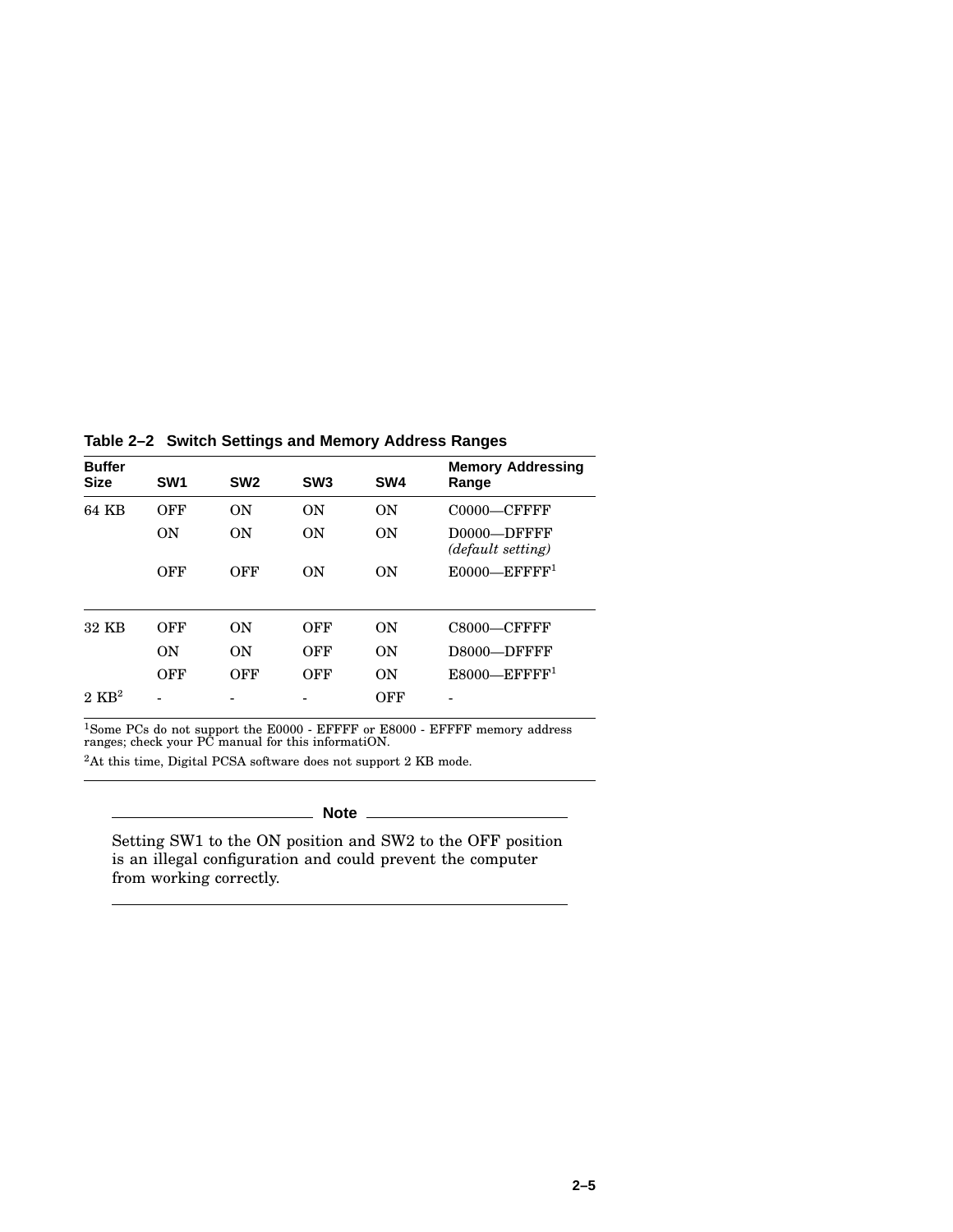**Table 2–2 Switch Settings and Memory Address Ranges**

| Buffer Size | SW1 | SW2 | SW3 | SW4 | Memory Addressing Range |
|---|---|---|---|---|---|
| 64 KB | OFF | ON | ON | ON | C0000—CFFFF |
| | ON | ON | ON | ON | D0000—DFFFF *(default setting)* |
| | OFF | OFF | ON | ON | E0000—EFFFF[1] |
| 32 KB | OFF | ON | OFF | ON | C8000—CFFFF |
| | ON | ON | OFF | ON | D8000—DFFFF |
| | OFF | OFF | OFF | ON | E8000—EFFFF[1] |
| 2 KB[2] | - | - | - | OFF | - |

[1]Some PCs do not support the E0000 - EFFFF or E8000 - EFFFF memory address ranges; check your PC manual for this informatiON.

[2]At this time, Digital PCSA software does not support 2 KB mode.

---

**Note**

Setting SW1 to the ON position and SW2 to the OFF position is an illegal configuration and could prevent the computer from working correctly.

---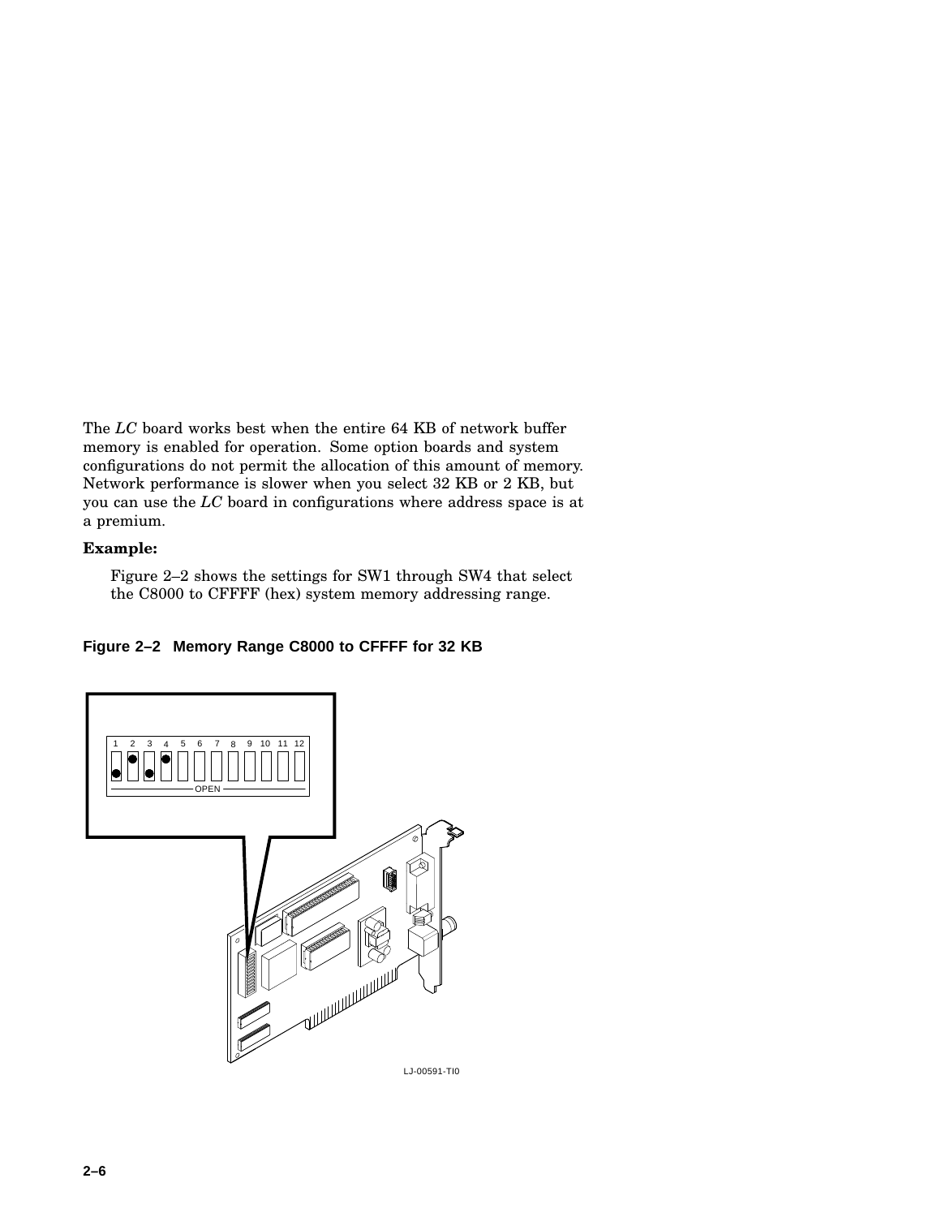The *LC* board works best when the entire 64 KB of network buffer memory is enabled for operation. Some option boards and system configurations do not permit the allocation of this amount of memory. Network performance is slower when you select 32 KB or 2 KB, but you can use the *LC* board in configurations where address space is at a premium.

**Example:**

Figure 2–2 shows the settings for SW1 through SW4 that select the C8000 to CFFFF (hex) system memory addressing range.

**Figure 2–2 Memory Range C8000 to CFFFF for 32 KB**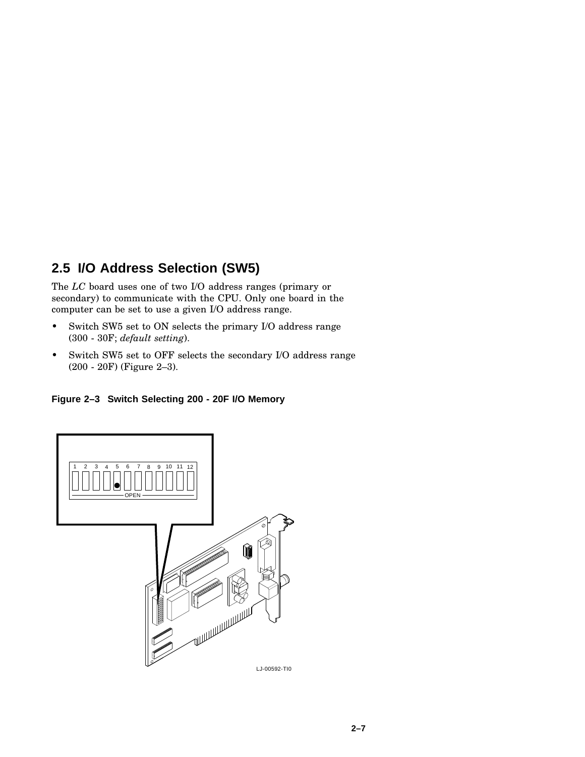## 2.5 I/O Address Selection (SW5)

The *LC* board uses one of two I/O address ranges (primary or secondary) to communicate with the CPU. Only one board in the computer can be set to use a given I/O address range.

- Switch SW5 set to ON selects the primary I/O address range (300 - 30F; *default setting*).
- Switch SW5 set to OFF selects the secondary I/O address range (200 - 20F) (Figure 2–3).

**Figure 2–3 Switch Selecting 200 - 20F I/O Memory**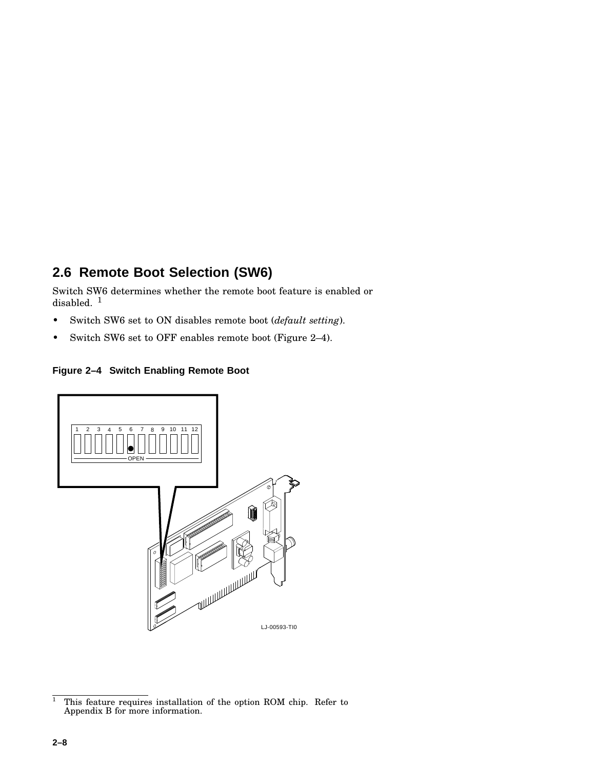## 2.6 Remote Boot Selection (SW6)

Switch SW6 determines whether the remote boot feature is enabled or disabled. [1]

- Switch SW6 set to ON disables remote boot (*default setting*).
- Switch SW6 set to OFF enables remote boot (Figure 2–4).

**Figure 2–4 Switch Enabling Remote Boot**

[1] This feature requires installation of the option ROM chip. Refer to Appendix B for more information.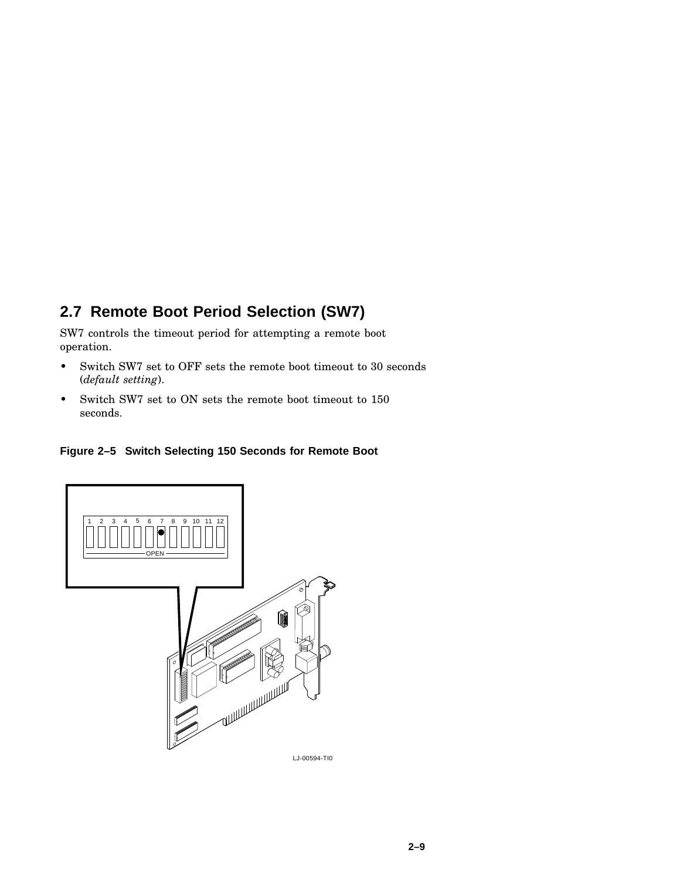## 2.7 Remote Boot Period Selection (SW7)

SW7 controls the timeout period for attempting a remote boot operation.

- Switch SW7 set to OFF sets the remote boot timeout to 30 seconds (*default setting*).
- Switch SW7 set to ON sets the remote boot timeout to 150 seconds.

**Figure 2–5 Switch Selecting 150 Seconds for Remote Boot**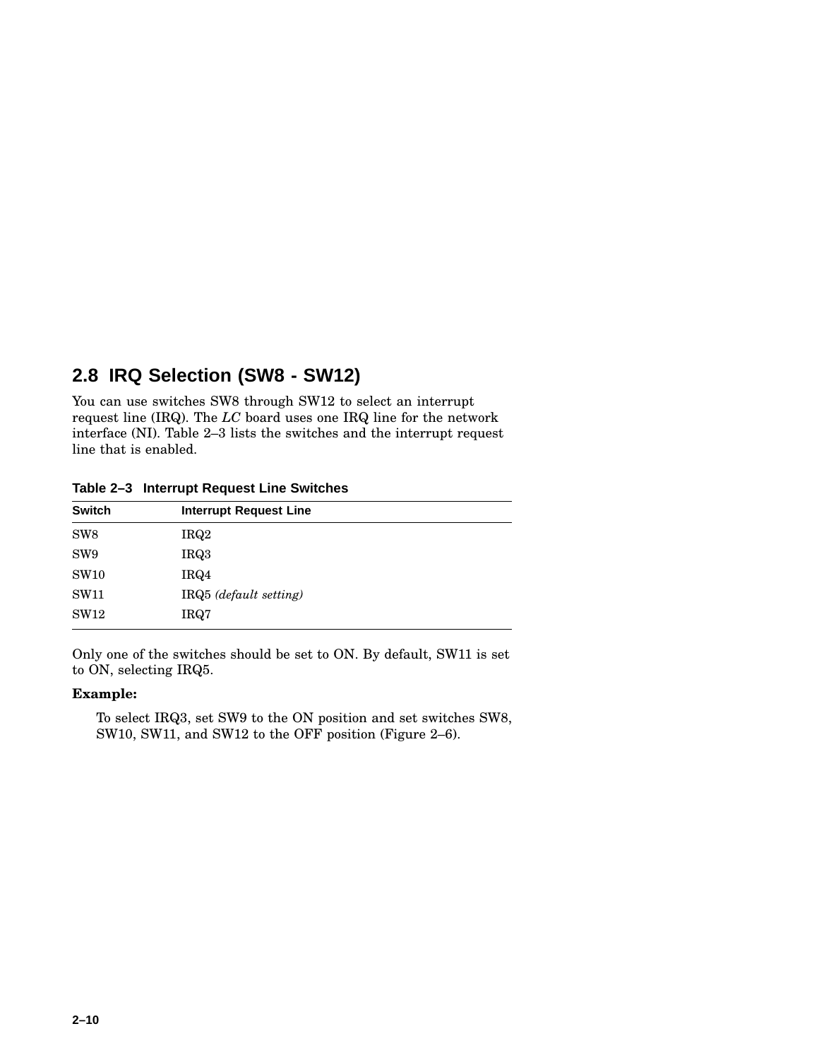## 2.8 IRQ Selection (SW8 - SW12)

You can use switches SW8 through SW12 to select an interrupt request line (IRQ). The *LC* board uses one IRQ line for the network interface (NI). Table 2–3 lists the switches and the interrupt request line that is enabled.

**Table 2–3 Interrupt Request Line Switches**

| Switch | Interrupt Request Line |
|---|---|
| SW8 | IRQ2 |
| SW9 | IRQ3 |
| SW10 | IRQ4 |
| SW11 | IRQ5 *(default setting)* |
| SW12 | IRQ7 |

Only one of the switches should be set to ON. By default, SW11 is set to ON, selecting IRQ5.

**Example:**

To select IRQ3, set SW9 to the ON position and set switches SW8, SW10, SW11, and SW12 to the OFF position (Figure 2–6).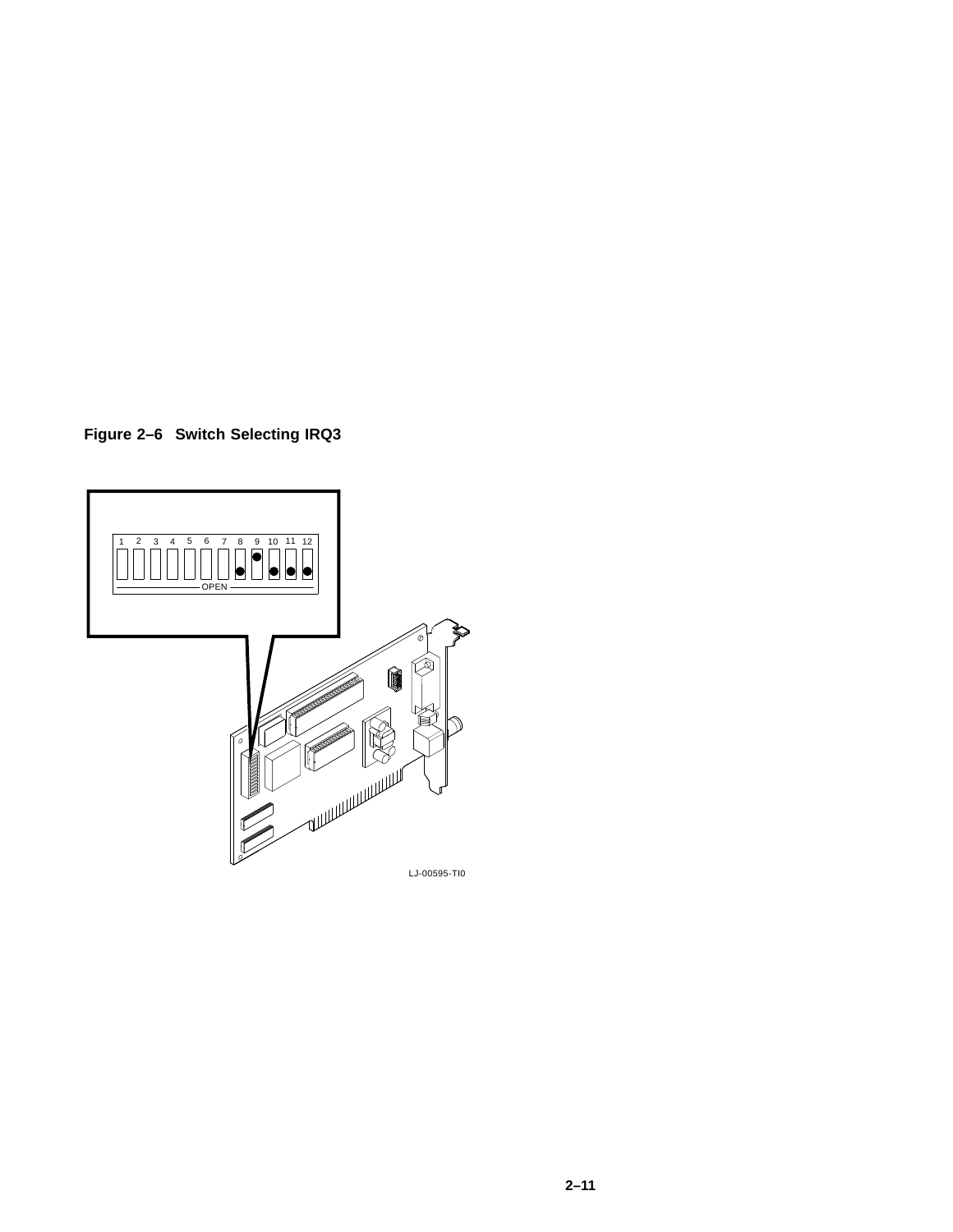**Figure 2–6 Switch Selecting IRQ3**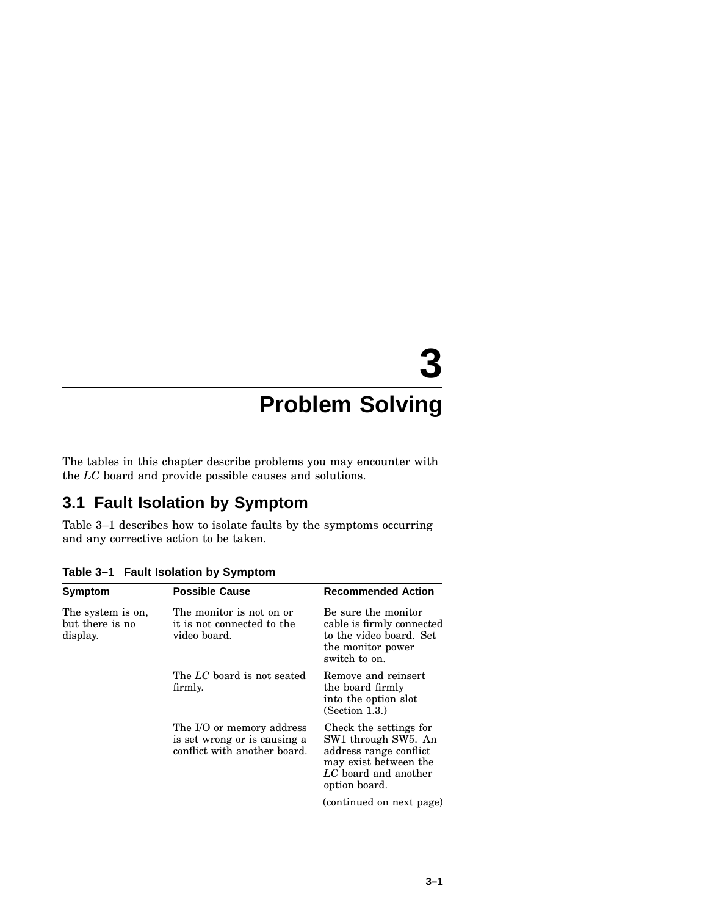# 3 Problem Solving

The tables in this chapter describe problems you may encounter with the *LC* board and provide possible causes and solutions.

## 3.1 Fault Isolation by Symptom

Table 3–1 describes how to isolate faults by the symptoms occurring and any corrective action to be taken.

**Table 3–1 Fault Isolation by Symptom**

| Symptom | Possible Cause | Recommended Action |
|---|---|---|
| The system is on, but there is no display. | The monitor is not on or it is not connected to the video board. | Be sure the monitor cable is firmly connected to the video board. Set the monitor power switch to on. |
| | The *LC* board is not seated firmly. | Remove and reinsert the board firmly into the option slot (Section 1.3.) |
| | The I/O or memory address is set wrong or is causing a conflict with another board. | Check the settings for SW1 through SW5. An address range conflict may exist between the *LC* board and another option board. |

(continued on next page)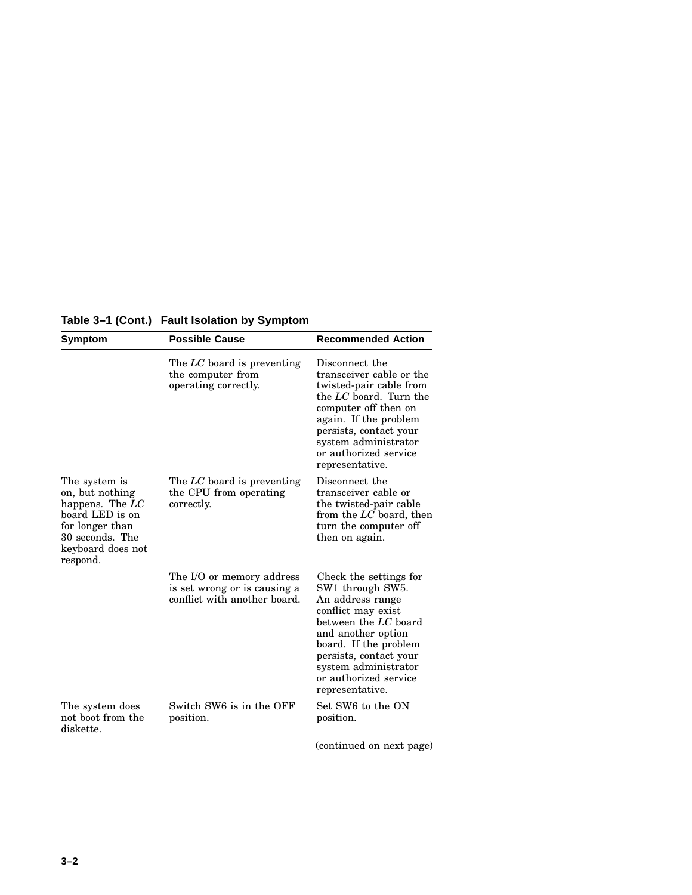**Table 3–1 (Cont.) Fault Isolation by Symptom**

| Symptom | Possible Cause | Recommended Action |
|---|---|---|
| | The *LC* board is preventing the computer from operating correctly. | Disconnect the transceiver cable or the twisted-pair cable from the *LC* board. Turn the computer off then on again. If the problem persists, contact your system administrator or authorized service representative. |
| The system is on, but nothing happens. The *LC* board LED is on for longer than 30 seconds. The keyboard does not respond. | The *LC* board is preventing the CPU from operating correctly. | Disconnect the transceiver cable or the twisted-pair cable from the *LC* board, then turn the computer off then on again. |
| | The I/O or memory address is set wrong or is causing a conflict with another board. | Check the settings for SW1 through SW5. An address range conflict may exist between the *LC* board and another option board. If the problem persists, contact your system administrator or authorized service representative. |
| The system does not boot from the diskette. | Switch SW6 is in the OFF position. | Set SW6 to the ON position. |

(continued on next page)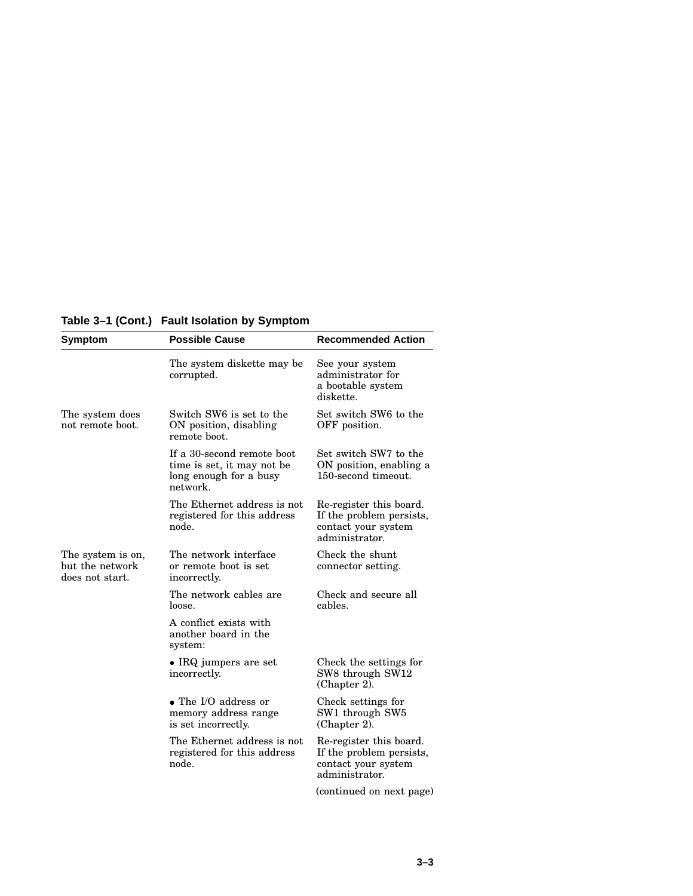**Table 3–1 (Cont.) Fault Isolation by Symptom**

| Symptom | Possible Cause | Recommended Action |
|---|---|---|
| | The system diskette may be corrupted. | See your system administrator for a bootable system diskette. |
| The system does not remote boot. | Switch SW6 is set to the ON position, disabling remote boot. | Set switch SW6 to the OFF position. |
| | If a 30-second remote boot time is set, it may not be long enough for a busy network. | Set switch SW7 to the ON position, enabling a 150-second timeout. |
| | The Ethernet address is not registered for this address node. | Re-register this board. If the problem persists, contact your system administrator. |
| The system is on, but the network does not start. | The network interface or remote boot is set incorrectly. | Check the shunt connector setting. |
| | The network cables are loose. | Check and secure all cables. |
| | A conflict exists with another board in the system: | |
| | • IRQ jumpers are set incorrectly. | Check the settings for SW8 through SW12 (Chapter 2). |
| | • The I/O address or memory address range is set incorrectly. | Check settings for SW1 through SW5 (Chapter 2). |
| | The Ethernet address is not registered for this address node. | Re-register this board. If the problem persists, contact your system administrator. |

(continued on next page)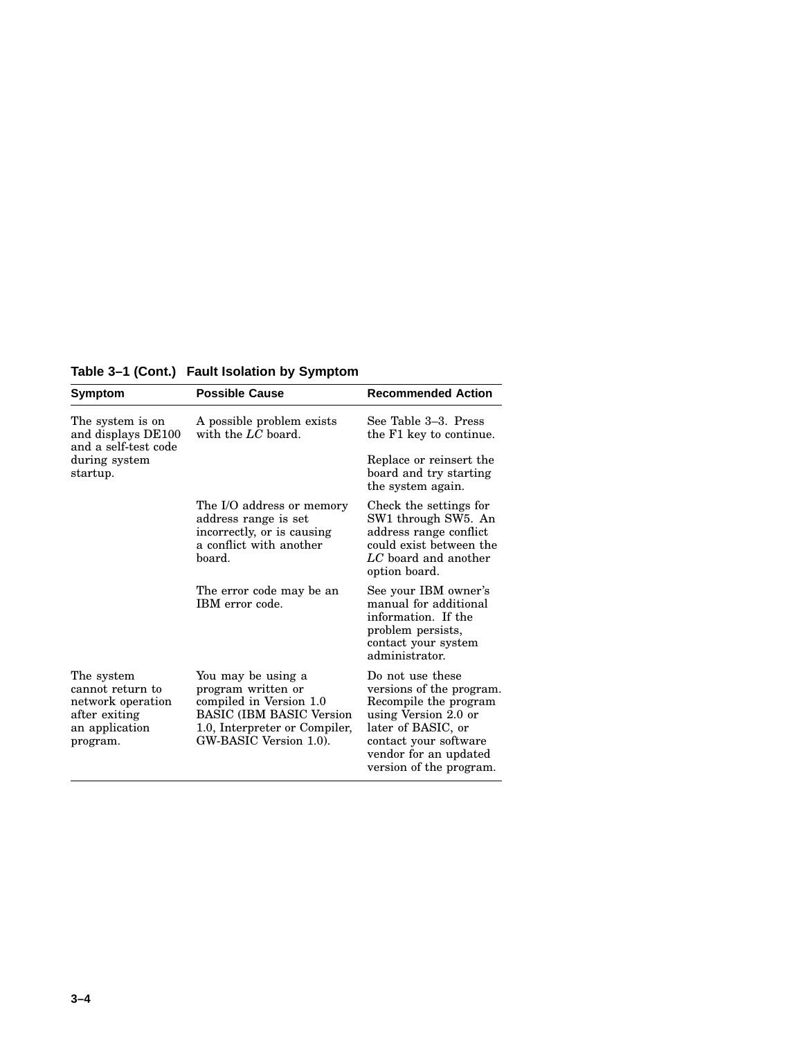**Table 3–1 (Cont.) Fault Isolation by Symptom**

| Symptom | Possible Cause | Recommended Action |
|---|---|---|
| The system is on and displays DE100 and a self-test code during system startup. | A possible problem exists with the *LC* board. | See Table 3–3. Press the F1 key to continue.<br><br>Replace or reinsert the board and try starting the system again. |
| | The I/O address or memory address range is set incorrectly, or is causing a conflict with another board. | Check the settings for SW1 through SW5. An address range conflict could exist between the *LC* board and another option board. |
| | The error code may be an IBM error code. | See your IBM owner's manual for additional information. If the problem persists, contact your system administrator. |
| The system cannot return to network operation after exiting an application program. | You may be using a program written or compiled in Version 1.0 BASIC (IBM BASIC Version 1.0, Interpreter or Compiler, GW-BASIC Version 1.0). | Do not use these versions of the program. Recompile the program using Version 2.0 or later of BASIC, or contact your software vendor for an updated version of the program. |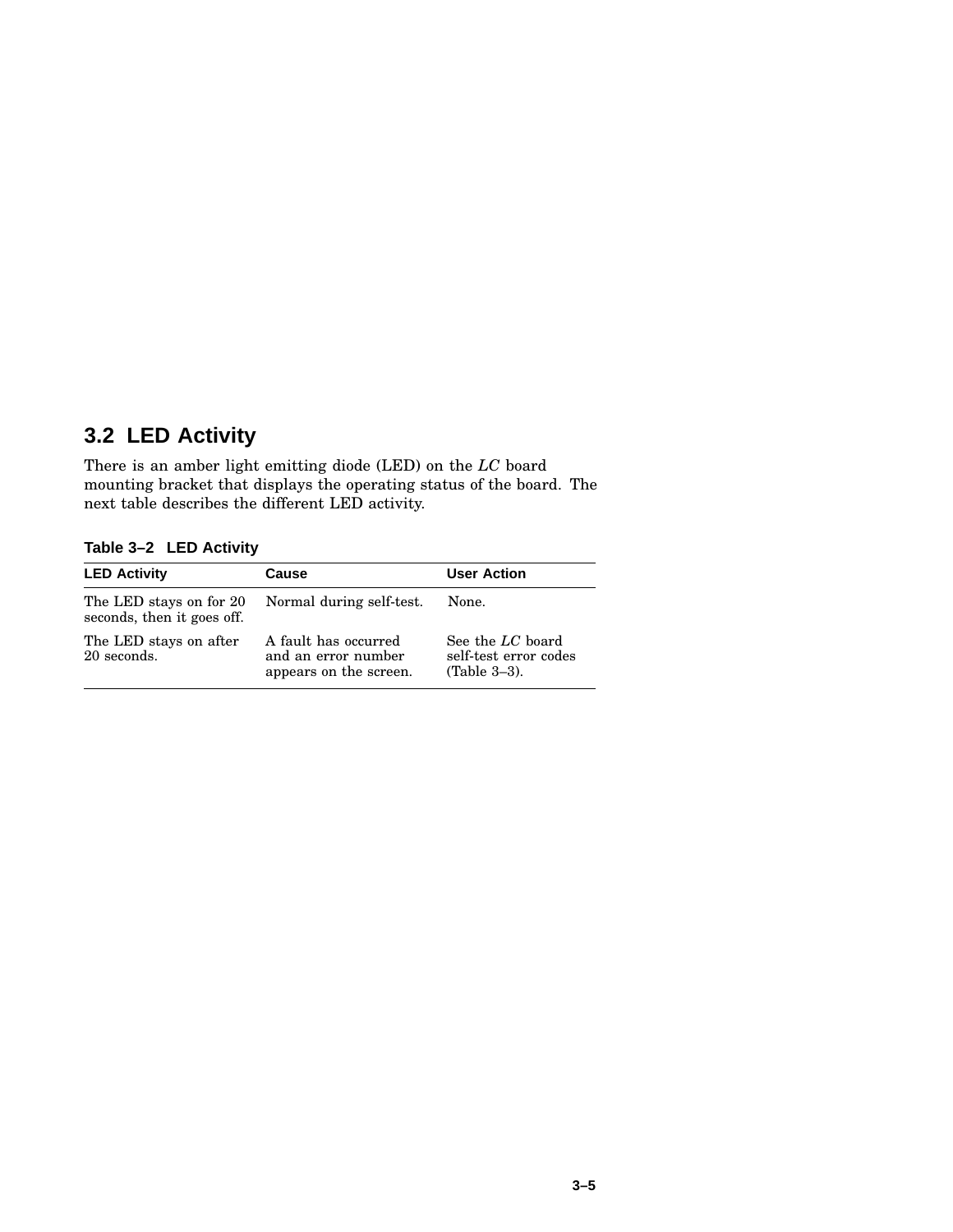## 3.2 LED Activity

There is an amber light emitting diode (LED) on the *LC* board mounting bracket that displays the operating status of the board. The next table describes the different LED activity.

**Table 3–2 LED Activity**

| LED Activity | Cause | User Action |
|---|---|---|
| The LED stays on for 20 seconds, then it goes off. | Normal during self-test. | None. |
| The LED stays on after 20 seconds. | A fault has occurred and an error number appears on the screen. | See the *LC* board self-test error codes (Table 3–3). |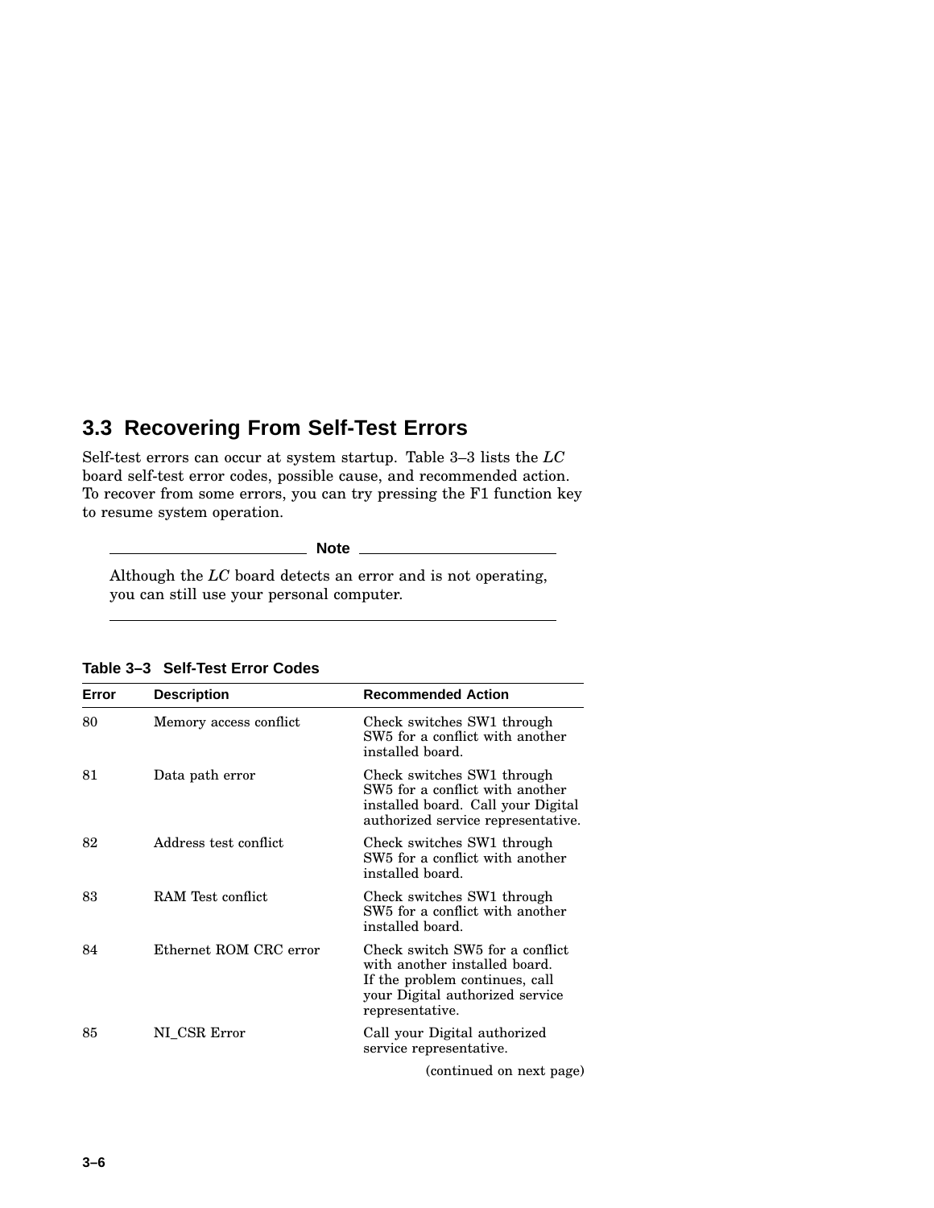## 3.3 Recovering From Self-Test Errors

Self-test errors can occur at system startup. Table 3–3 lists the *LC* board self-test error codes, possible cause, and recommended action. To recover from some errors, you can try pressing the F1 function key to resume system operation.

---

**Note**

Although the *LC* board detects an error and is not operating, you can still use your personal computer.

---

**Table 3–3 Self-Test Error Codes**

| Error | Description | Recommended Action |
|---|---|---|
| 80 | Memory access conflict | Check switches SW1 through SW5 for a conflict with another installed board. |
| 81 | Data path error | Check switches SW1 through SW5 for a conflict with another installed board. Call your Digital authorized service representative. |
| 82 | Address test conflict | Check switches SW1 through SW5 for a conflict with another installed board. |
| 83 | RAM Test conflict | Check switches SW1 through SW5 for a conflict with another installed board. |
| 84 | Ethernet ROM CRC error | Check switch SW5 for a conflict with another installed board. If the problem continues, call your Digital authorized service representative. |
| 85 | NI_CSR Error | Call your Digital authorized service representative. |

(continued on next page)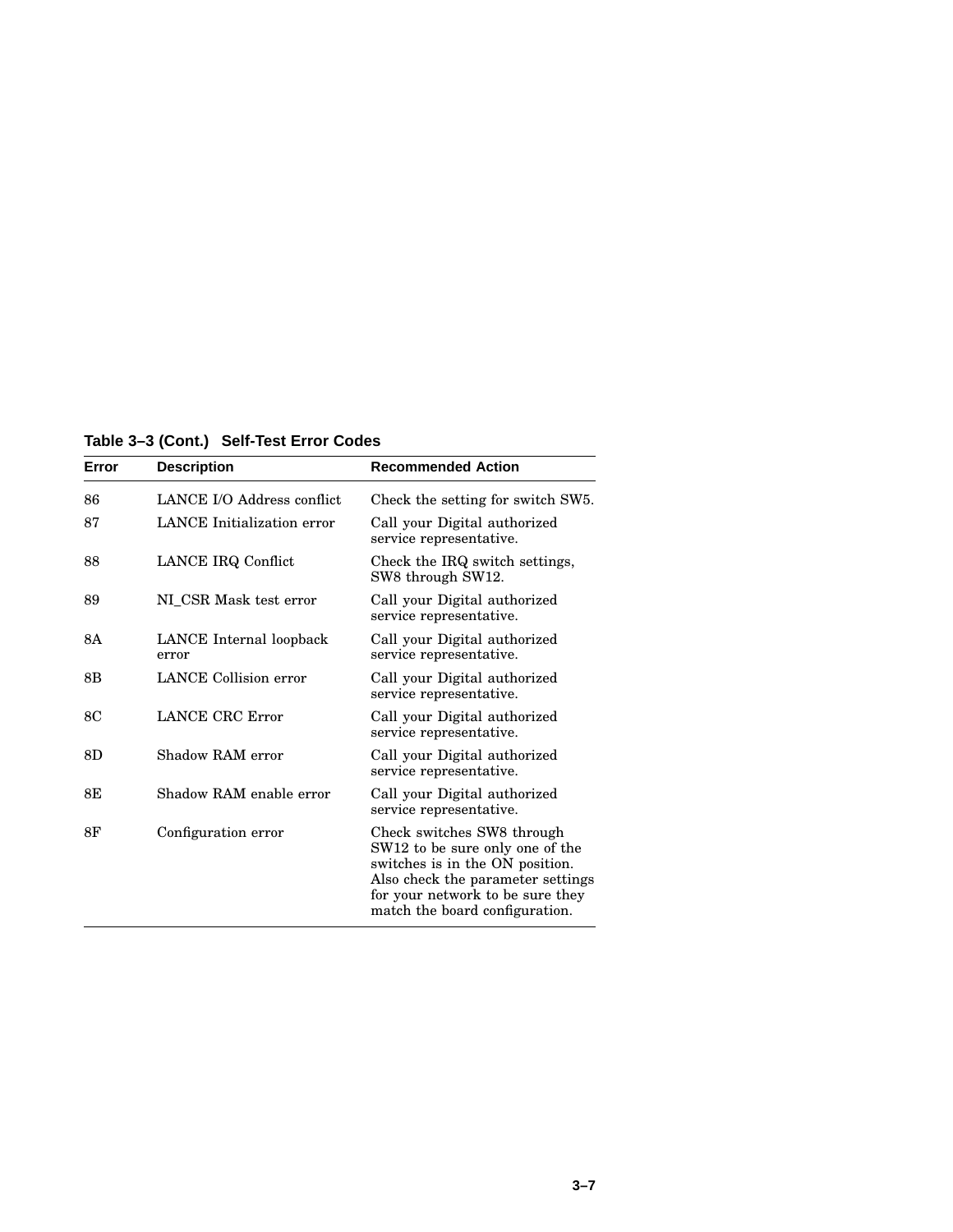**Table 3–3 (Cont.) Self-Test Error Codes**

| Error | Description | Recommended Action |
|---|---|---|
| 86 | LANCE I/O Address conflict | Check the setting for switch SW5. |
| 87 | LANCE Initialization error | Call your Digital authorized service representative. |
| 88 | LANCE IRQ Conflict | Check the IRQ switch settings, SW8 through SW12. |
| 89 | NI_CSR Mask test error | Call your Digital authorized service representative. |
| 8A | LANCE Internal loopback error | Call your Digital authorized service representative. |
| 8B | LANCE Collision error | Call your Digital authorized service representative. |
| 8C | LANCE CRC Error | Call your Digital authorized service representative. |
| 8D | Shadow RAM error | Call your Digital authorized service representative. |
| 8E | Shadow RAM enable error | Call your Digital authorized service representative. |
| 8F | Configuration error | Check switches SW8 through SW12 to be sure only one of the switches is in the ON position. Also check the parameter settings for your network to be sure they match the board configuration. |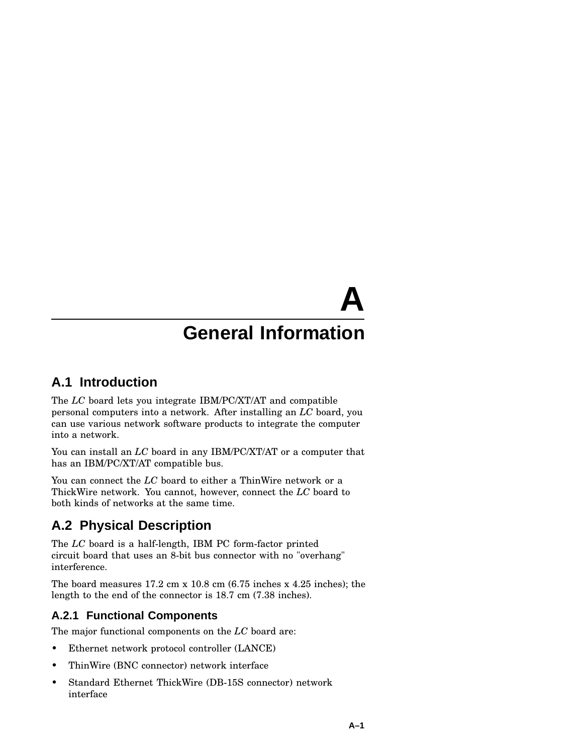# A General Information

## A.1 Introduction

The *LC* board lets you integrate IBM/PC/XT/AT and compatible personal computers into a network. After installing an *LC* board, you can use various network software products to integrate the computer into a network.

You can install an *LC* board in any IBM/PC/XT/AT or a computer that has an IBM/PC/XT/AT compatible bus.

You can connect the *LC* board to either a ThinWire network or a ThickWire network. You cannot, however, connect the *LC* board to both kinds of networks at the same time.

## A.2 Physical Description

The *LC* board is a half-length, IBM PC form-factor printed circuit board that uses an 8-bit bus connector with no "overhang" interference.

The board measures 17.2 cm x 10.8 cm (6.75 inches x 4.25 inches); the length to the end of the connector is 18.7 cm (7.38 inches).

### A.2.1 Functional Components

The major functional components on the *LC* board are:

- Ethernet network protocol controller (LANCE)
- ThinWire (BNC connector) network interface
- Standard Ethernet ThickWire (DB-15S connector) network interface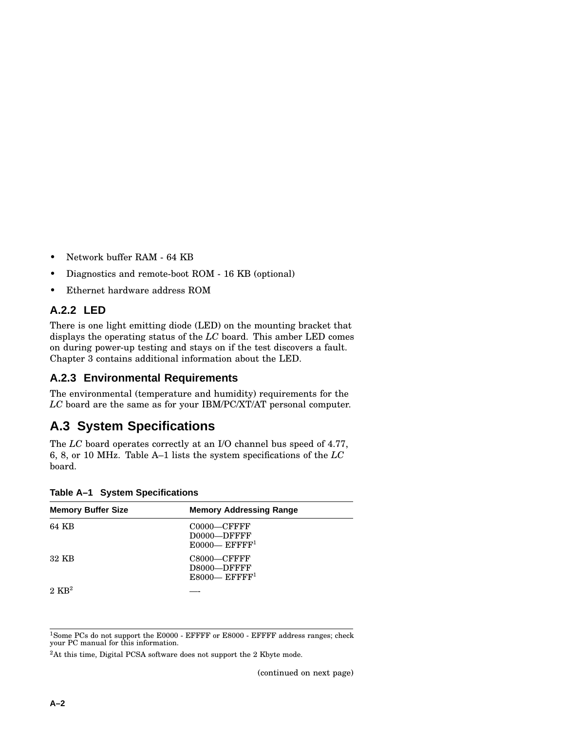- Network buffer RAM - 64 KB
- Diagnostics and remote-boot ROM - 16 KB (optional)
- Ethernet hardware address ROM

### A.2.2 LED

There is one light emitting diode (LED) on the mounting bracket that displays the operating status of the *LC* board. This amber LED comes on during power-up testing and stays on if the test discovers a fault. Chapter 3 contains additional information about the LED.

### A.2.3 Environmental Requirements

The environmental (temperature and humidity) requirements for the *LC* board are the same as for your IBM/PC/XT/AT personal computer.

## A.3 System Specifications

The *LC* board operates correctly at an I/O channel bus speed of 4.77, 6, 8, or 10 MHz. Table A–1 lists the system specifications of the *LC* board.

**Table A–1 System Specifications**

| Memory Buffer Size | Memory Addressing Range |
|---|---|
| 64 KB | C0000—CFFFF<br>D0000—DFFFF<br>E0000— EFFFF[1] |
| 32 KB | C8000—CFFFF<br>D8000—DFFFF<br>E8000— EFFFF[1] |
| 2 KB[2] | —- |

[1]Some PCs do not support the E0000 - EFFFF or E8000 - EFFFF address ranges; check your PC manual for this information.

[2]At this time, Digital PCSA software does not support the 2 Kbyte mode.

(continued on next page)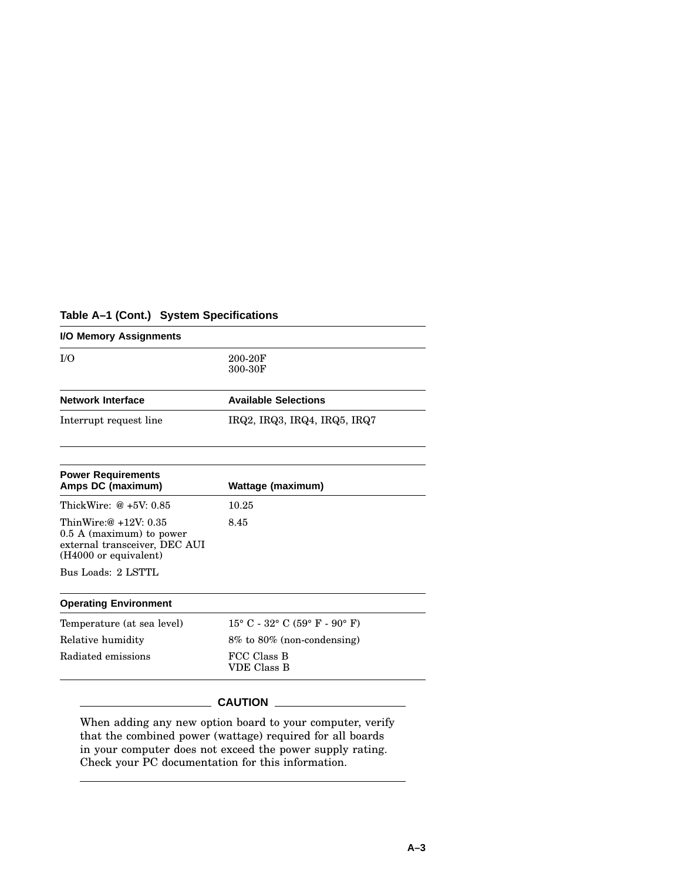**Table A–1 (Cont.) System Specifications**

| **I/O Memory Assignments** | |
|---|---|
| I/O | 200-20F<br>300-30F |
| **Network Interface** | **Available Selections** |
| Interrupt request line | IRQ2, IRQ3, IRQ4, IRQ5, IRQ7 |
| | |
| **Power Requirements**<br>**Amps DC (maximum)** | **Wattage (maximum)** |
| ThickWire: @ +5V: 0.85 | 10.25 |
| ThinWire:@ +12V: 0.35<br>0.5 A (maximum) to power external transceiver, DEC AUI (H4000 or equivalent) | 8.45 |
| Bus Loads: 2 LSTTL | |
| **Operating Environment** | |
| Temperature (at sea level) | 15° C - 32° C (59° F - 90° F) |
| Relative humidity | 8% to 80% (non-condensing) |
| Radiated emissions | FCC Class B<br>VDE Class B |

**CAUTION**

When adding any new option board to your computer, verify that the combined power (wattage) required for all boards in your computer does not exceed the power supply rating. Check your PC documentation for this information.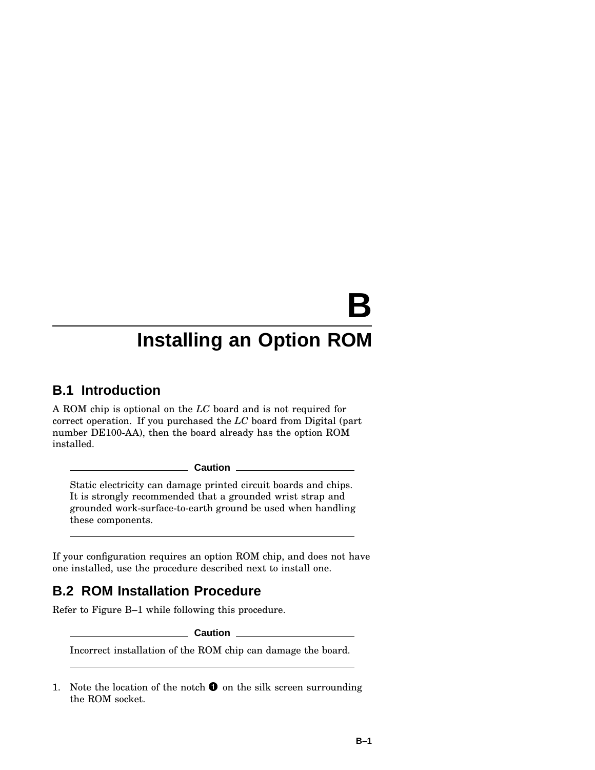# B Installing an Option ROM

## B.1 Introduction

A ROM chip is optional on the *LC* board and is not required for correct operation. If you purchased the *LC* board from Digital (part number DE100-AA), then the board already has the option ROM installed.

---

**Caution**

Static electricity can damage printed circuit boards and chips. It is strongly recommended that a grounded wrist strap and grounded work-surface-to-earth ground be used when handling these components.

---

If your configuration requires an option ROM chip, and does not have one installed, use the procedure described next to install one.

## B.2 ROM Installation Procedure

Refer to Figure B–1 while following this procedure.

---

**Caution**

Incorrect installation of the ROM chip can damage the board.

---

1. Note the location of the notch ❶ on the silk screen surrounding the ROM socket.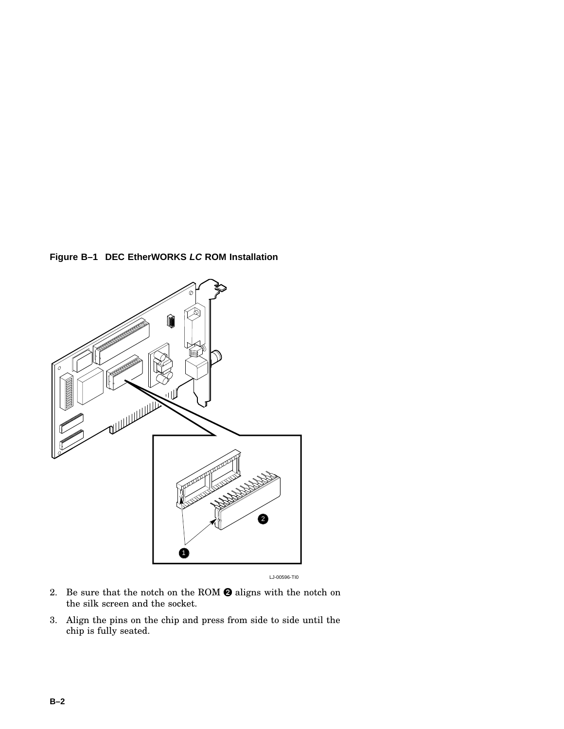**Figure B–1 DEC EtherWORKS *LC* ROM Installation**

LJ-00596-TI0

2. Be sure that the notch on the ROM ❷ aligns with the notch on the silk screen and the socket.
3. Align the pins on the chip and press from side to side until the chip is fully seated.